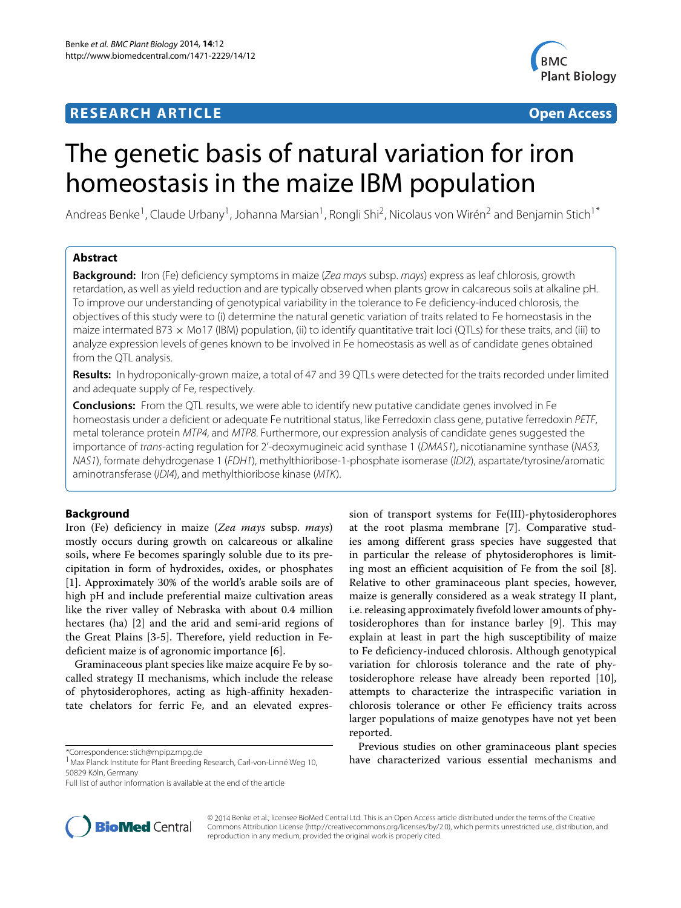**RESEARCH ARTICLE** **Open Access**

# The genetic basis of natural variation for iron homeostasis in the maize IBM population

Andreas Benke[1], Claude Urbany[1], Johanna Marsian[1], Rongli Shi[2], Nicolaus von Wirén[2] and Benjamin Stich[1*]

## Abstract

**Background:** Iron (Fe) deficiency symptoms in maize (*Zea mays* subsp. *mays*) express as leaf chlorosis, growth retardation, as well as yield reduction and are typically observed when plants grow in calcareous soils at alkaline pH. To improve our understanding of genotypical variability in the tolerance to Fe deficiency-induced chlorosis, the objectives of this study were to (i) determine the natural genetic variation of traits related to Fe homeostasis in the maize intermated B73 × Mo17 (IBM) population, (ii) to identify quantitative trait loci (QTLs) for these traits, and (iii) to analyze expression levels of genes known to be involved in Fe homeostasis as well as of candidate genes obtained from the QTL analysis.

**Results:** In hydroponically-grown maize, a total of 47 and 39 QTLs were detected for the traits recorded under limited and adequate supply of Fe, respectively.

**Conclusions:** From the QTL results, we were able to identify new putative candidate genes involved in Fe homeostasis under a deficient or adequate Fe nutritional status, like Ferredoxin class gene, putative ferredoxin *PETF*, metal tolerance protein *MTP4*, and *MTP8*. Furthermore, our expression analysis of candidate genes suggested the importance of *trans*-acting regulation for 2′-deoxymugineic acid synthase 1 (*DMAS1*), nicotianamine synthase (*NAS3, NAS1*), formate dehydrogenase 1 (*FDH1*), methylthioribose-1-phosphate isomerase (*IDI2*), aspartate/tyrosine/aromatic aminotransferase (*IDI4*), and methylthioribose kinase (*MTK*).

## Background

Iron (Fe) deficiency in maize (*Zea mays* subsp. *mays*) mostly occurs during growth on calcareous or alkaline soils, where Fe becomes sparingly soluble due to its precipitation in form of hydroxides, oxides, or phosphates [1]. Approximately 30% of the world's arable soils are of high pH and include preferential maize cultivation areas like the river valley of Nebraska with about 0.4 million hectares (ha) [2] and the arid and semi-arid regions of the Great Plains [3-5]. Therefore, yield reduction in Fe-deficient maize is of agronomic importance [6].

Graminaceous plant species like maize acquire Fe by so-called strategy II mechanisms, which include the release of phytosiderophores, acting as high-affinity hexadentate chelators for ferric Fe, and an elevated expression of transport systems for Fe(III)-phytosiderophores at the root plasma membrane [7]. Comparative studies among different grass species have suggested that in particular the release of phytosiderophores is limiting most an efficient acquisition of Fe from the soil [8]. Relative to other graminaceous plant species, however, maize is generally considered as a weak strategy II plant, i.e. releasing approximately fivefold lower amounts of phytosiderophores than for instance barley [9]. This may explain at least in part the high susceptibility of maize to Fe deficiency-induced chlorosis. Although genotypical variation for chlorosis tolerance and the rate of phytosiderophore release have already been reported [10], attempts to characterize the intraspecific variation in chlorosis tolerance or other Fe efficiency traits across larger populations of maize genotypes have not yet been reported.

Previous studies on other graminaceous plant species have characterized various essential mechanisms and

*Correspondence: stich@mpipz.mpg.de
[1] Max Planck Institute for Plant Breeding Research, Carl-von-Linné Weg 10, 50829 Köln, Germany
Full list of author information is available at the end of the article

© 2014 Benke et al.; licensee BioMed Central Ltd. This is an Open Access article distributed under the terms of the Creative Commons Attribution License (http://creativecommons.org/licenses/by/2.0), which permits unrestricted use, distribution, and reproduction in any medium, provided the original work is properly cited.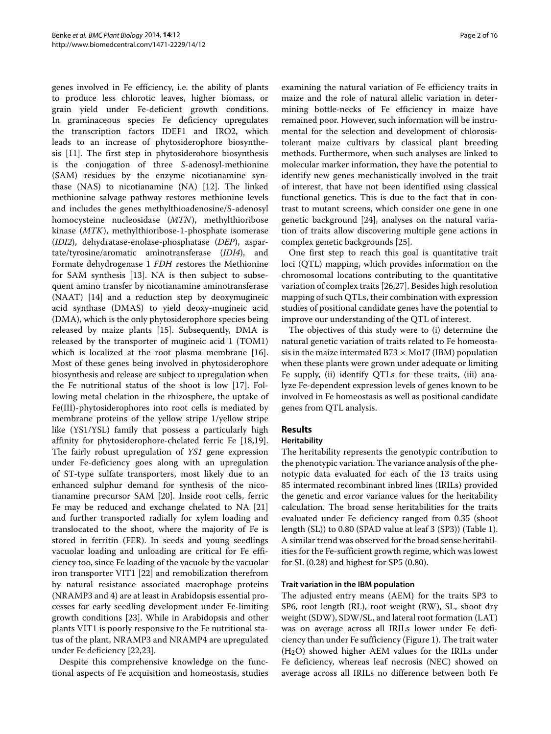genes involved in Fe efficiency, i.e. the ability of plants to produce less chlorotic leaves, higher biomass, or grain yield under Fe-deficient growth conditions. In graminaceous species Fe deficiency upregulates the transcription factors IDEF1 and IRO2, which leads to an increase of phytosiderophore biosynthesis [11]. The first step in phytosiderohore biosynthesis is the conjugation of three *S*-adenosyl-methionine (SAM) residues by the enzyme nicotianamine synthase (NAS) to nicotianamine (NA) [12]. The linked methionine salvage pathway restores methionine levels and includes the genes methylthioadenosine/S-adenosyl homocysteine nucleosidase (*MTN*), methylthioribose kinase (*MTK*), methylthioribose-1-phosphate isomerase (*IDI2*), dehydratase-enolase-phosphatase (*DEP*), aspartate/tyrosine/aromatic aminotransferase (*IDI4*), and Formate dehydrogenase 1 *FDH* restores the Methionine for SAM synthesis [13]. NA is then subject to subsequent amino transfer by nicotianamine aminotransferase (NAAT) [14] and a reduction step by deoxymugineic acid synthase (DMAS) to yield deoxy-mugineic acid (DMA), which is the only phytosiderophore species being released by maize plants [15]. Subsequently, DMA is released by the transporter of mugineic acid 1 (TOM1) which is localized at the root plasma membrane [16]. Most of these genes being involved in phytosiderophore biosynthesis and release are subject to upregulation when the Fe nutritional status of the shoot is low [17]. Following metal chelation in the rhizosphere, the uptake of Fe(III)-phytosiderophores into root cells is mediated by membrane proteins of the yellow stripe 1/yellow stripe like (YS1/YSL) family that possess a particularly high affinity for phytosiderophore-chelated ferric Fe [18,19]. The fairly robust upregulation of *YS1* gene expression under Fe-deficiency goes along with an upregulation of ST-type sulfate transporters, most likely due to an enhanced sulphur demand for synthesis of the nicotianamine precursor SAM [20]. Inside root cells, ferric Fe may be reduced and exchange chelated to NA [21] and further transported radially for xylem loading and translocated to the shoot, where the majority of Fe is stored in ferritin (FER). In seeds and young seedlings vacuolar loading and unloading are critical for Fe efficiency too, since Fe loading of the vacuole by the vacuolar iron transporter VIT1 [22] and remobilization therefrom by natural resistance associated macrophage proteins (NRAMP3 and 4) are at least in Arabidopsis essential processes for early seedling development under Fe-limiting growth conditions [23]. While in Arabidopsis and other plants VIT1 is poorly responsive to the Fe nutritional status of the plant, NRAMP3 and NRAMP4 are upregulated under Fe deficiency [22,23].

Despite this comprehensive knowledge on the functional aspects of Fe acquisition and homeostasis, studies examining the natural variation of Fe efficiency traits in maize and the role of natural allelic variation in determining bottle-necks of Fe efficiency in maize have remained poor. However, such information will be instrumental for the selection and development of chlorosis-tolerant maize cultivars by classical plant breeding methods. Furthermore, when such analyses are linked to molecular marker information, they have the potential to identify new genes mechanistically involved in the trait of interest, that have not been identified using classical functional genetics. This is due to the fact that in contrast to mutant screens, which consider one gene in one genetic background [24], analyses on the natural variation of traits allow discovering multiple gene actions in complex genetic backgrounds [25].

One first step to reach this goal is quantitative trait loci (QTL) mapping, which provides information on the chromosomal locations contributing to the quantitative variation of complex traits [26,27]. Besides high resolution mapping of such QTLs, their combination with expression studies of positional candidate genes have the potential to improve our understanding of the QTL of interest.

The objectives of this study were to (i) determine the natural genetic variation of traits related to Fe homeostasis in the maize intermated B73 × Mo17 (IBM) population when these plants were grown under adequate or limiting Fe supply, (ii) identify QTLs for these traits, (iii) analyze Fe-dependent expression levels of genes known to be involved in Fe homeostasis as well as positional candidate genes from QTL analysis.

## Results

### Heritability

The heritability represents the genotypic contribution to the phenotypic variation. The variance analysis of the phenotypic data evaluated for each of the 13 traits using 85 intermated recombinant inbred lines (IRILs) provided the genetic and error variance values for the heritability calculation. The broad sense heritabilities for the traits evaluated under Fe deficiency ranged from 0.35 (shoot length (SL)) to 0.80 (SPAD value at leaf 3 (SP3)) (Table 1). A similar trend was observed for the broad sense heritabilities for the Fe-sufficient growth regime, which was lowest for SL (0.28) and highest for SP5 (0.80).

#### Trait variation in the IBM population

The adjusted entry means (AEM) for the traits SP3 to SP6, root length (RL), root weight (RW), SL, shoot dry weight (SDW), SDW/SL, and lateral root formation (LAT) was on average across all IRILs lower under Fe deficiency than under Fe sufficiency (Figure 1). The trait water ($H_2O$) showed higher AEM values for the IRILs under Fe deficiency, whereas leaf necrosis (NEC) showed on average across all IRILs no difference between both Fe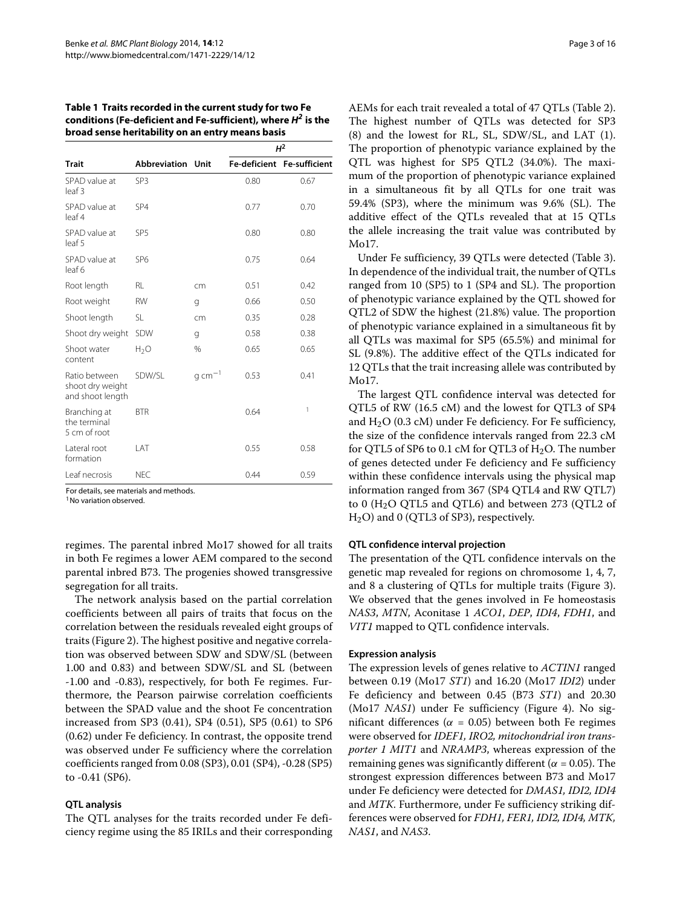**Table 1 Traits recorded in the current study for two Fe conditions (Fe-deficient and Fe-sufficient), where $H^2$ is the broad sense heritability on an entry means basis**

| Trait | Abbreviation | Unit | $H^2$ | |
|---|---|---|---|---|
| | | | Fe-deficient | Fe-sufficient |
| SPAD value at leaf 3 | SP3 | | 0.80 | 0.67 |
| SPAD value at leaf 4 | SP4 | | 0.77 | 0.70 |
| SPAD value at leaf 5 | SP5 | | 0.80 | 0.80 |
| SPAD value at leaf 6 | SP6 | | 0.75 | 0.64 |
| Root length | RL | cm | 0.51 | 0.42 |
| Root weight | RW | g | 0.66 | 0.50 |
| Shoot length | SL | cm | 0.35 | 0.28 |
| Shoot dry weight | SDW | g | 0.58 | 0.38 |
| Shoot water content | $H_2O$ | % | 0.65 | 0.65 |
| Ratio between shoot dry weight and shoot length | SDW/SL | g $cm^{-1}$ | 0.53 | 0.41 |
| Branching at the terminal 5 cm of root | BTR | | 0.64 | [1] |
| Lateral root formation | LAT | | 0.55 | 0.58 |
| Leaf necrosis | NEC | | 0.44 | 0.59 |

For details, see materials and methods.
[1]No variation observed.

regimes. The parental inbred Mo17 showed for all traits in both Fe regimes a lower AEM compared to the second parental inbred B73. The progenies showed transgressive segregation for all traits.

The network analysis based on the partial correlation coefficients between all pairs of traits that focus on the correlation between the residuals revealed eight groups of traits (Figure 2). The highest positive and negative correlation was observed between SDW and SDW/SL (between 1.00 and 0.83) and between SDW/SL and SL (between -1.00 and -0.83), respectively, for both Fe regimes. Furthermore, the Pearson pairwise correlation coefficients between the SPAD value and the shoot Fe concentration increased from SP3 (0.41), SP4 (0.51), SP5 (0.61) to SP6 (0.62) under Fe deficiency. In contrast, the opposite trend was observed under Fe sufficiency where the correlation coefficients ranged from 0.08 (SP3), 0.01 (SP4), -0.28 (SP5) to -0.41 (SP6).

### QTL analysis

The QTL analyses for the traits recorded under Fe deficiency regime using the 85 IRILs and their corresponding AEMs for each trait revealed a total of 47 QTLs (Table 2). The highest number of QTLs was detected for SP3 (8) and the lowest for RL, SL, SDW/SL, and LAT (1). The proportion of phenotypic variance explained by the QTL was highest for SP5 QTL2 (34.0%). The maximum of the proportion of phenotypic variance explained in a simultaneous fit by all QTLs for one trait was 59.4% (SP3), where the minimum was 9.6% (SL). The additive effect of the QTLs revealed that at 15 QTLs the allele increasing the trait value was contributed by Mo17.

Under Fe sufficiency, 39 QTLs were detected (Table 3). In dependence of the individual trait, the number of QTLs ranged from 10 (SP5) to 1 (SP4 and SL). The proportion of phenotypic variance explained by the QTL showed for QTL2 of SDW the highest (21.8%) value. The proportion of phenotypic variance explained in a simultaneous fit by all QTLs was maximal for SP5 (65.5%) and minimal for SL (9.8%). The additive effect of the QTLs indicated for 12 QTLs that the trait increasing allele was contributed by Mo17.

The largest QTL confidence interval was detected for QTL5 of RW (16.5 cM) and the lowest for QTL3 of SP4 and $H_2O$ (0.3 cM) under Fe deficiency. For Fe sufficiency, the size of the confidence intervals ranged from 22.3 cM for QTL5 of SP6 to 0.1 cM for QTL3 of $H_2O$. The number of genes detected under Fe deficiency and Fe sufficiency within these confidence intervals using the physical map information ranged from 367 (SP4 QTL4 and RW QTL7) to 0 ($H_2O$ QTL5 and QTL6) and between 273 (QTL2 of $H_2O$) and 0 (QTL3 of SP3), respectively.

### QTL confidence interval projection

The presentation of the QTL confidence intervals on the genetic map revealed for regions on chromosome 1, 4, 7, and 8 a clustering of QTLs for multiple traits (Figure 3). We observed that the genes involved in Fe homeostasis *NAS3*, *MTN*, Aconitase 1 *ACO1*, *DEP*, *IDI4*, *FDH1*, and *VIT1* mapped to QTL confidence intervals.

### Expression analysis

The expression levels of genes relative to *ACTIN1* ranged between 0.19 (Mo17 *ST1*) and 16.20 (Mo17 *IDI2*) under Fe deficiency and between 0.45 (B73 *ST1*) and 20.30 (Mo17 *NAS1*) under Fe sufficiency (Figure 4). No significant differences ($\alpha$ = 0.05) between both Fe regimes were observed for *IDEF1, IRO2, mitochondrial iron transporter 1 MIT1* and *NRAMP3*, whereas expression of the remaining genes was significantly different ($\alpha$ = 0.05). The strongest expression differences between B73 and Mo17 under Fe deficiency were detected for *DMAS1, IDI2, IDI4* and *MTK*. Furthermore, under Fe sufficiency striking differences were observed for *FDH1, FER1, IDI2, IDI4, MTK, NAS1*, and *NAS3*.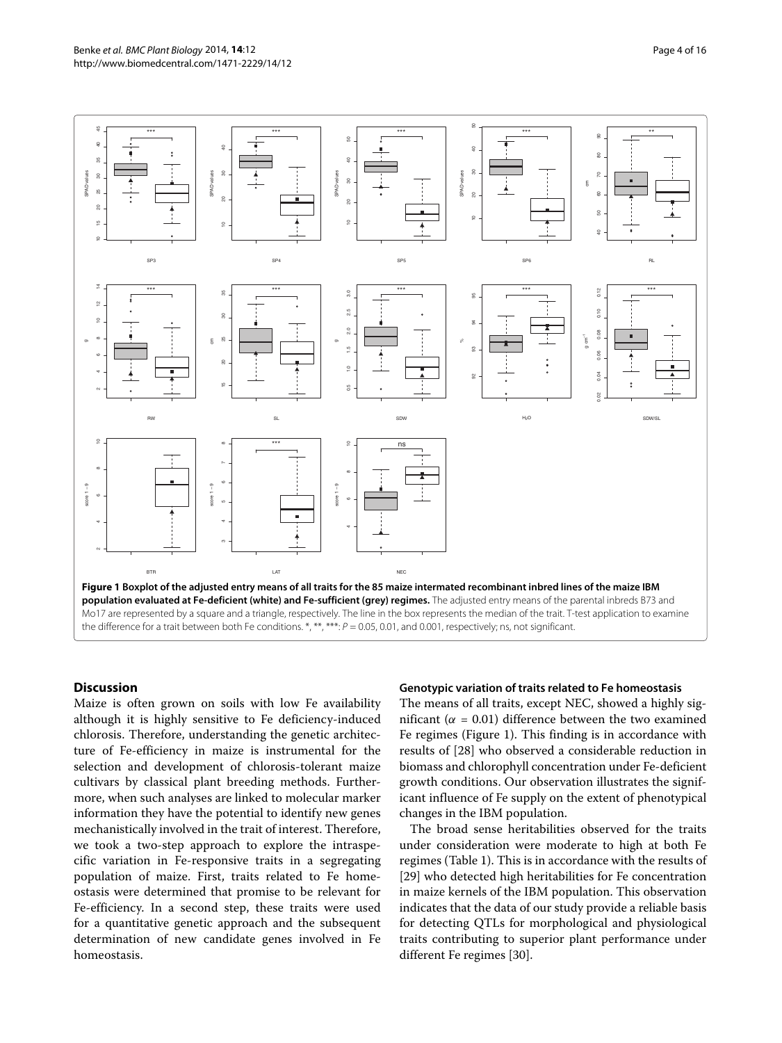**Figure 1 Boxplot of the adjusted entry means of all traits for the 85 maize intermated recombinant inbred lines of the maize IBM population evaluated at Fe-deficient (white) and Fe-sufficient (grey) regimes.** The adjusted entry means of the parental inbreds B73 and Mo17 are represented by a square and a triangle, respectively. The line in the box represents the median of the trait. T-test application to examine the difference for a trait between both Fe conditions. *, **, ***: $P = 0.05$, 0.01, and 0.001, respectively; ns, not significant.

## Discussion

Maize is often grown on soils with low Fe availability although it is highly sensitive to Fe deficiency-induced chlorosis. Therefore, understanding the genetic architecture of Fe-efficiency in maize is instrumental for the selection and development of chlorosis-tolerant maize cultivars by classical plant breeding methods. Furthermore, when such analyses are linked to molecular marker information they have the potential to identify new genes mechanistically involved in the trait of interest. Therefore, we took a two-step approach to explore the intraspecific variation in Fe-responsive traits in a segregating population of maize. First, traits related to Fe homeostasis were determined that promise to be relevant for Fe-efficiency. In a second step, these traits were used for a quantitative genetic approach and the subsequent determination of new candidate genes involved in Fe homeostasis.

### Genotypic variation of traits related to Fe homeostasis

The means of all traits, except NEC, showed a highly significant ($\alpha = 0.01$) difference between the two examined Fe regimes (Figure 1). This finding is in accordance with results of [28] who observed a considerable reduction in biomass and chlorophyll concentration under Fe-deficient growth conditions. Our observation illustrates the significant influence of Fe supply on the extent of phenotypical changes in the IBM population.

The broad sense heritabilities observed for the traits under consideration were moderate to high at both Fe regimes (Table 1). This is in accordance with the results of [29] who detected high heritabilities for Fe concentration in maize kernels of the IBM population. This observation indicates that the data of our study provide a reliable basis for detecting QTLs for morphological and physiological traits contributing to superior plant performance under different Fe regimes [30].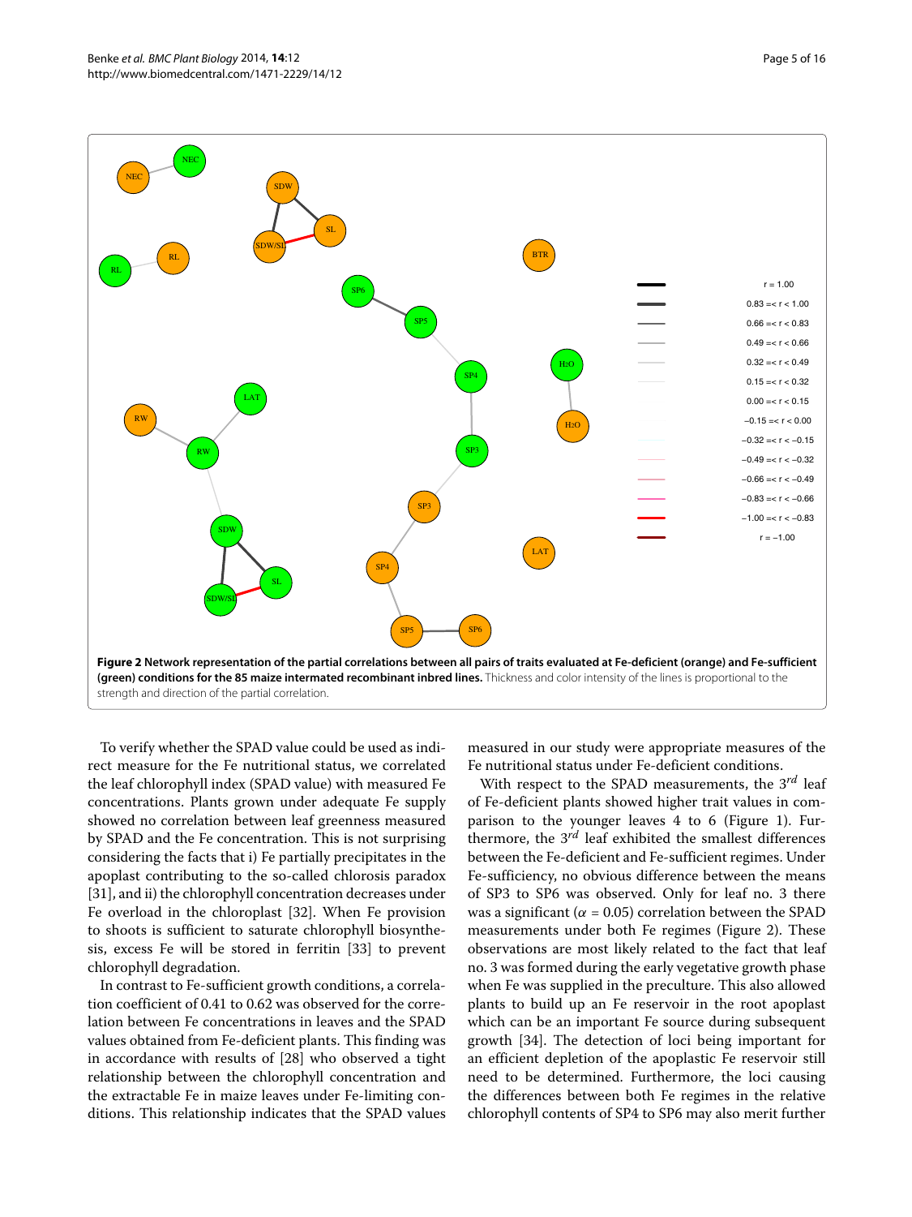**Figure 2 Network representation of the partial correlations between all pairs of traits evaluated at Fe-deficient (orange) and Fe-sufficient (green) conditions for the 85 maize intermated recombinant inbred lines.** Thickness and color intensity of the lines is proportional to the strength and direction of the partial correlation.

To verify whether the SPAD value could be used as indirect measure for the Fe nutritional status, we correlated the leaf chlorophyll index (SPAD value) with measured Fe concentrations. Plants grown under adequate Fe supply showed no correlation between leaf greenness measured by SPAD and the Fe concentration. This is not surprising considering the facts that i) Fe partially precipitates in the apoplast contributing to the so-called chlorosis paradox [31], and ii) the chlorophyll concentration decreases under Fe overload in the chloroplast [32]. When Fe provision to shoots is sufficient to saturate chlorophyll biosynthesis, excess Fe will be stored in ferritin [33] to prevent chlorophyll degradation.

In contrast to Fe-sufficient growth conditions, a correlation coefficient of 0.41 to 0.62 was observed for the correlation between Fe concentrations in leaves and the SPAD values obtained from Fe-deficient plants. This finding was in accordance with results of [28] who observed a tight relationship between the chlorophyll concentration and the extractable Fe in maize leaves under Fe-limiting conditions. This relationship indicates that the SPAD values measured in our study were appropriate measures of the Fe nutritional status under Fe-deficient conditions.

With respect to the SPAD measurements, the $3^{rd}$ leaf of Fe-deficient plants showed higher trait values in comparison to the younger leaves 4 to 6 (Figure 1). Furthermore, the $3^{rd}$ leaf exhibited the smallest differences between the Fe-deficient and Fe-sufficient regimes. Under Fe-sufficiency, no obvious difference between the means of SP3 to SP6 was observed. Only for leaf no. 3 there was a significant ($\alpha = 0.05$) correlation between the SPAD measurements under both Fe regimes (Figure 2). These observations are most likely related to the fact that leaf no. 3 was formed during the early vegetative growth phase when Fe was supplied in the preculture. This also allowed plants to build up an Fe reservoir in the root apoplast which can be an important Fe source during subsequent growth [34]. The detection of loci being important for an efficient depletion of the apoplastic Fe reservoir still need to be determined. Furthermore, the loci causing the differences between both Fe regimes in the relative chlorophyll contents of SP4 to SP6 may also merit further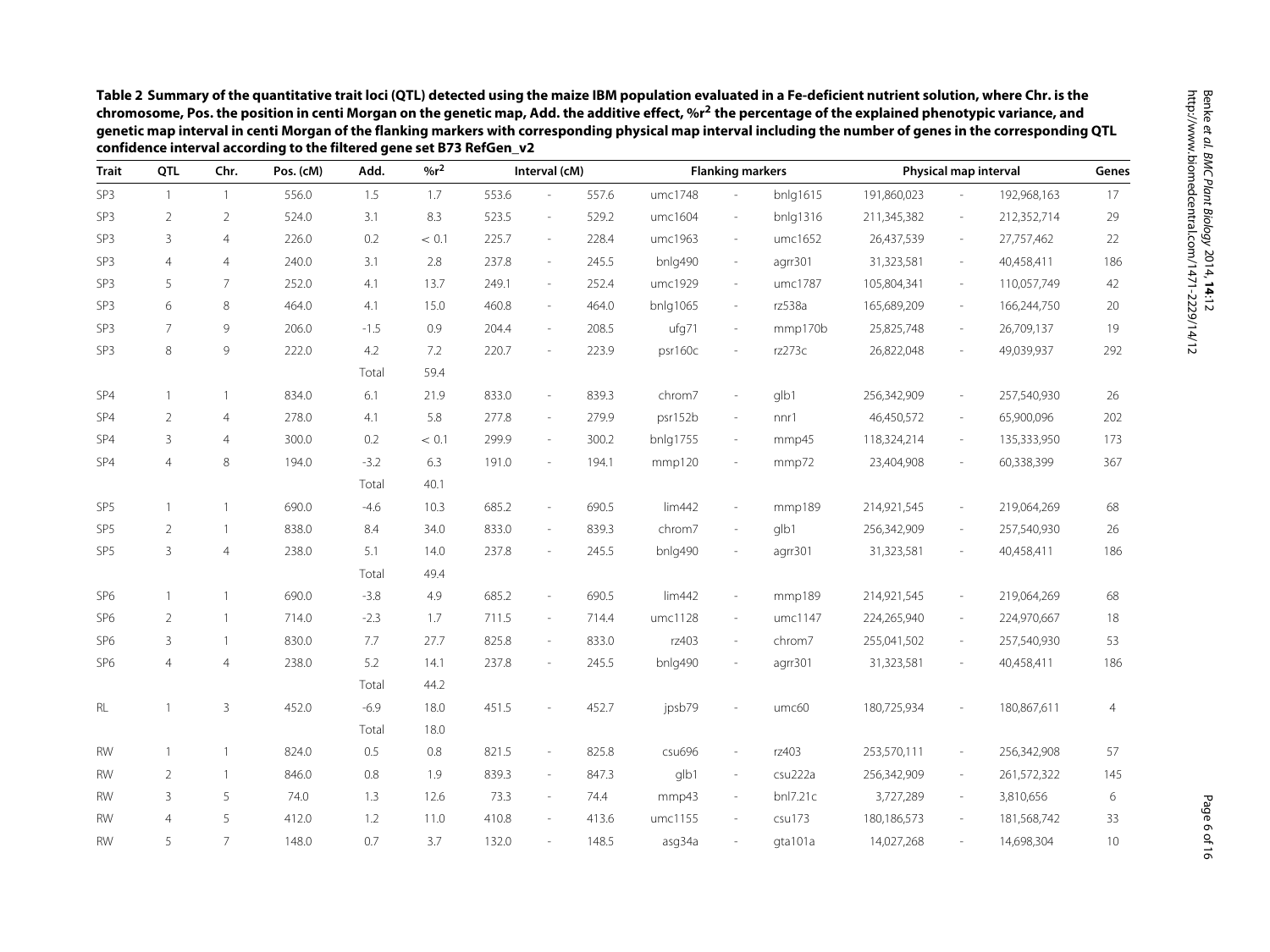**Table 2 Summary of the quantitative trait loci (QTL) detected using the maize IBM population evaluated in a Fe-deficient nutrient solution, where Chr. is the chromosome, Pos. the position in centi Morgan on the genetic map, Add. the additive effect, %$r^2$ the percentage of the explained phenotypic variance, and genetic map interval in centi Morgan of the flanking markers with corresponding physical map interval including the number of genes in the corresponding QTL confidence interval according to the filtered gene set B73 RefGen_v2**

| Trait | QTL | Chr. | Pos. (cM) | Add. | %$r^2$ | Interval (cM) | | | Flanking markers | | | Physical map interval | | | Genes |
|---|---|---|---|---|---|---|---|---|---|---|---|---|---|---|---|
| SP3 | 1 | 1 | 556.0 | 1.5 | 1.7 | 553.6 | - | 557.6 | umc1748 | - | bnlg1615 | 191,860,023 | - | 192,968,163 | 17 |
| SP3 | 2 | 2 | 524.0 | 3.1 | 8.3 | 523.5 | - | 529.2 | umc1604 | - | bnlg1316 | 211,345,382 | - | 212,352,714 | 29 |
| SP3 | 3 | 4 | 226.0 | 0.2 | < 0.1 | 225.7 | - | 228.4 | umc1963 | - | umc1652 | 26,437,539 | - | 27,757,462 | 22 |
| SP3 | 4 | 4 | 240.0 | 3.1 | 2.8 | 237.8 | - | 245.5 | bnlg490 | - | agrr301 | 31,323,581 | - | 40,458,411 | 186 |
| SP3 | 5 | 7 | 252.0 | 4.1 | 13.7 | 249.1 | - | 252.4 | umc1929 | - | umc1787 | 105,804,341 | - | 110,057,749 | 42 |
| SP3 | 6 | 8 | 464.0 | 4.1 | 15.0 | 460.8 | - | 464.0 | bnlg1065 | - | rz538a | 165,689,209 | - | 166,244,750 | 20 |
| SP3 | 7 | 9 | 206.0 | -1.5 | 0.9 | 204.4 | - | 208.5 | ufg71 | - | mmp170b | 25,825,748 | - | 26,709,137 | 19 |
| SP3 | 8 | 9 | 222.0 | 4.2 | 7.2 | 220.7 | - | 223.9 | psr160c | - | rz273c | 26,822,048 | - | 49,039,937 | 292 |
| | | | | Total | 59.4 | | | | | | | | | | |
| SP4 | 1 | 1 | 834.0 | 6.1 | 21.9 | 833.0 | - | 839.3 | chrom7 | - | glb1 | 256,342,909 | - | 257,540,930 | 26 |
| SP4 | 2 | 4 | 278.0 | 4.1 | 5.8 | 277.8 | - | 279.9 | psr152b | - | nnr1 | 46,450,572 | - | 65,900,096 | 202 |
| SP4 | 3 | 4 | 300.0 | 0.2 | < 0.1 | 299.9 | - | 300.2 | bnlg1755 | - | mmp45 | 118,324,214 | - | 135,333,950 | 173 |
| SP4 | 4 | 8 | 194.0 | -3.2 | 6.3 | 191.0 | - | 194.1 | mmp120 | - | mmp72 | 23,404,908 | - | 60,338,399 | 367 |
| | | | | Total | 40.1 | | | | | | | | | | |
| SP5 | 1 | 1 | 690.0 | -4.6 | 10.3 | 685.2 | - | 690.5 | lim442 | - | mmp189 | 214,921,545 | - | 219,064,269 | 68 |
| SP5 | 2 | 1 | 838.0 | 8.4 | 34.0 | 833.0 | - | 839.3 | chrom7 | - | glb1 | 256,342,909 | - | 257,540,930 | 26 |
| SP5 | 3 | 4 | 238.0 | 5.1 | 14.0 | 237.8 | - | 245.5 | bnlg490 | - | agrr301 | 31,323,581 | - | 40,458,411 | 186 |
| | | | | Total | 49.4 | | | | | | | | | | |
| SP6 | 1 | 1 | 690.0 | -3.8 | 4.9 | 685.2 | - | 690.5 | lim442 | - | mmp189 | 214,921,545 | - | 219,064,269 | 68 |
| SP6 | 2 | 1 | 714.0 | -2.3 | 1.7 | 711.5 | - | 714.4 | umc1128 | - | umc1147 | 224,265,940 | - | 224,970,667 | 18 |
| SP6 | 3 | 1 | 830.0 | 7.7 | 27.7 | 825.8 | - | 833.0 | rz403 | - | chrom7 | 255,041,502 | - | 257,540,930 | 53 |
| SP6 | 4 | 4 | 238.0 | 5.2 | 14.1 | 237.8 | - | 245.5 | bnlg490 | - | agrr301 | 31,323,581 | - | 40,458,411 | 186 |
| | | | | Total | 44.2 | | | | | | | | | | |
| RL | 1 | 3 | 452.0 | -6.9 | 18.0 | 451.5 | - | 452.7 | jpsb79 | - | umc60 | 180,725,934 | - | 180,867,611 | 4 |
| | | | | Total | 18.0 | | | | | | | | | | |
| RW | 1 | 1 | 824.0 | 0.5 | 0.8 | 821.5 | - | 825.8 | csu696 | - | rz403 | 253,570,111 | - | 256,342,908 | 57 |
| RW | 2 | 1 | 846.0 | 0.8 | 1.9 | 839.3 | - | 847.3 | glb1 | - | csu222a | 256,342,909 | - | 261,572,322 | 145 |
| RW | 3 | 5 | 74.0 | 1.3 | 12.6 | 73.3 | - | 74.4 | mmp43 | - | bnl7.21c | 3,727,289 | - | 3,810,656 | 6 |
| RW | 4 | 5 | 412.0 | 1.2 | 11.0 | 410.8 | - | 413.6 | umc1155 | - | csu173 | 180,186,573 | - | 181,568,742 | 33 |
| RW | 5 | 7 | 148.0 | 0.7 | 3.7 | 132.0 | - | 148.5 | asg34a | - | gta101a | 14,027,268 | - | 14,698,304 | 10 |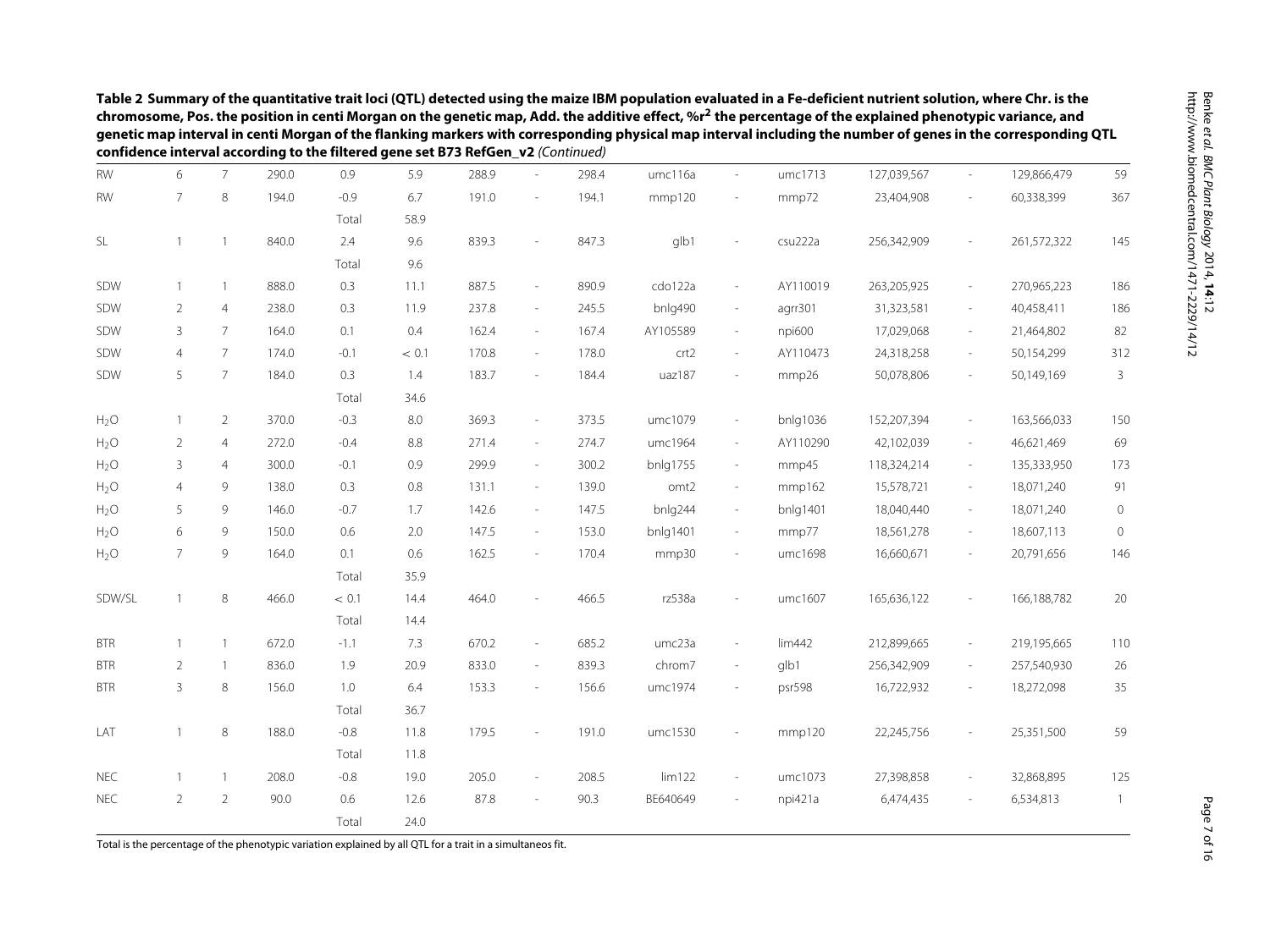**Table 2 Summary of the quantitative trait loci (QTL) detected using the maize IBM population evaluated in a Fe-deficient nutrient solution, where Chr. is the chromosome, Pos. the position in centi Morgan on the genetic map, Add. the additive effect, %$r^2$ the percentage of the explained phenotypic variance, and genetic map interval in centi Morgan of the flanking markers with corresponding physical map interval including the number of genes in the corresponding QTL confidence interval according to the filtered gene set B73 RefGen_v2** *(Continued)*

| | | | | | | | | | | | | | | | |
|---|---|---|---|---|---|---|---|---|---|---|---|---|---|---|---|
| RW | 6 | 7 | 290.0 | 0.9 | 5.9 | 288.9 | - | 298.4 | umc116a | - | umc1713 | 127,039,567 | - | 129,866,479 | 59 |
| RW | 7 | 8 | 194.0 | -0.9 | 6.7 | 191.0 | - | 194.1 | mmp120 | - | mmp72 | 23,404,908 | - | 60,338,399 | 367 |
| | | | | Total | 58.9 | | | | | | | | | | |
| SL | 1 | 1 | 840.0 | 2.4 | 9.6 | 839.3 | - | 847.3 | glb1 | - | csu222a | 256,342,909 | - | 261,572,322 | 145 |
| | | | | Total | 9.6 | | | | | | | | | | |
| SDW | 1 | 1 | 888.0 | 0.3 | 11.1 | 887.5 | - | 890.9 | cdo122a | - | AY110019 | 263,205,925 | - | 270,965,223 | 186 |
| SDW | 2 | 4 | 238.0 | 0.3 | 11.9 | 237.8 | - | 245.5 | bnlg490 | - | agrr301 | 31,323,581 | - | 40,458,411 | 186 |
| SDW | 3 | 7 | 164.0 | 0.1 | 0.4 | 162.4 | - | 167.4 | AY105589 | - | npi600 | 17,029,068 | - | 21,464,802 | 82 |
| SDW | 4 | 7 | 174.0 | -0.1 | < 0.1 | 170.8 | - | 178.0 | crt2 | - | AY110473 | 24,318,258 | - | 50,154,299 | 312 |
| SDW | 5 | 7 | 184.0 | 0.3 | 1.4 | 183.7 | - | 184.4 | uaz187 | - | mmp26 | 50,078,806 | - | 50,149,169 | 3 |
| | | | | Total | 34.6 | | | | | | | | | | |
| $H_2O$ | 1 | 2 | 370.0 | -0.3 | 8.0 | 369.3 | - | 373.5 | umc1079 | - | bnlg1036 | 152,207,394 | - | 163,566,033 | 150 |
| $H_2O$ | 2 | 4 | 272.0 | -0.4 | 8.8 | 271.4 | - | 274.7 | umc1964 | - | AY110290 | 42,102,039 | - | 46,621,469 | 69 |
| $H_2O$ | 3 | 4 | 300.0 | -0.1 | 0.9 | 299.9 | - | 300.2 | bnlg1755 | - | mmp45 | 118,324,214 | - | 135,333,950 | 173 |
| $H_2O$ | 4 | 9 | 138.0 | 0.3 | 0.8 | 131.1 | - | 139.0 | omt2 | - | mmp162 | 15,578,721 | - | 18,071,240 | 91 |
| $H_2O$ | 5 | 9 | 146.0 | -0.7 | 1.7 | 142.6 | - | 147.5 | bnlg244 | - | bnlg1401 | 18,040,440 | - | 18,071,240 | 0 |
| $H_2O$ | 6 | 9 | 150.0 | 0.6 | 2.0 | 147.5 | - | 153.0 | bnlg1401 | - | mmp77 | 18,561,278 | - | 18,607,113 | 0 |
| $H_2O$ | 7 | 9 | 164.0 | 0.1 | 0.6 | 162.5 | - | 170.4 | mmp30 | - | umc1698 | 16,660,671 | - | 20,791,656 | 146 |
| | | | | Total | 35.9 | | | | | | | | | | |
| SDW/SL | 1 | 8 | 466.0 | < 0.1 | 14.4 | 464.0 | - | 466.5 | rz538a | - | umc1607 | 165,636,122 | - | 166,188,782 | 20 |
| | | | | Total | 14.4 | | | | | | | | | | |
| BTR | 1 | 1 | 672.0 | -1.1 | 7.3 | 670.2 | - | 685.2 | umc23a | - | lim442 | 212,899,665 | - | 219,195,665 | 110 |
| BTR | 2 | 1 | 836.0 | 1.9 | 20.9 | 833.0 | - | 839.3 | chrom7 | - | glb1 | 256,342,909 | - | 257,540,930 | 26 |
| BTR | 3 | 8 | 156.0 | 1.0 | 6.4 | 153.3 | - | 156.6 | umc1974 | - | psr598 | 16,722,932 | - | 18,272,098 | 35 |
| | | | | Total | 36.7 | | | | | | | | | | |
| LAT | 1 | 8 | 188.0 | -0.8 | 11.8 | 179.5 | - | 191.0 | umc1530 | - | mmp120 | 22,245,756 | - | 25,351,500 | 59 |
| | | | | Total | 11.8 | | | | | | | | | | |
| NEC | 1 | 1 | 208.0 | -0.8 | 19.0 | 205.0 | - | 208.5 | lim122 | - | umc1073 | 27,398,858 | - | 32,868,895 | 125 |
| NEC | 2 | 2 | 90.0 | 0.6 | 12.6 | 87.8 | - | 90.3 | BE640649 | - | npi421a | 6,474,435 | - | 6,534,813 | 1 |
| | | | | Total | 24.0 | | | | | | | | | | |

Total is the percentage of the phenotypic variation explained by all QTL for a trait in a simultaneos fit.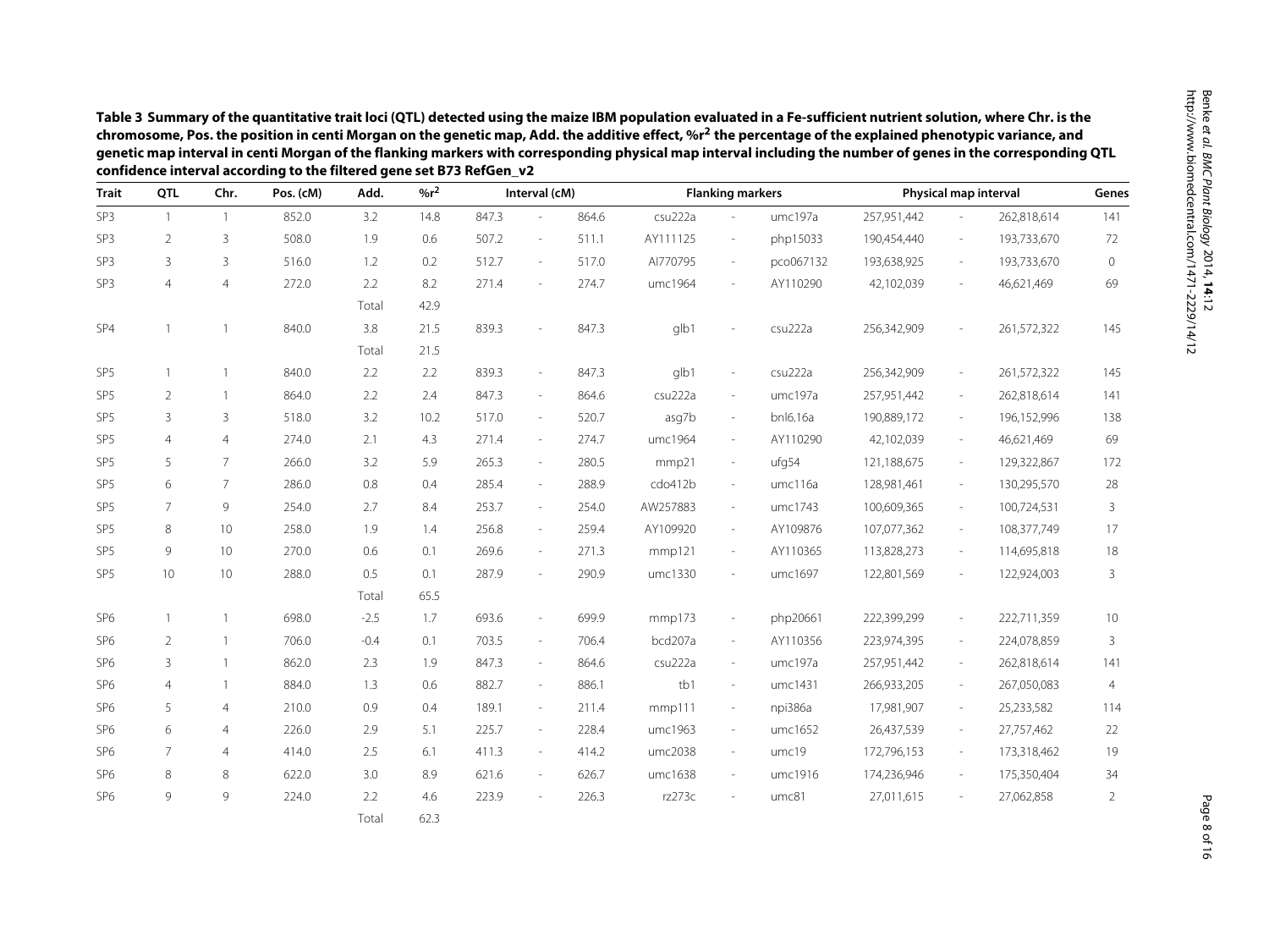**Table 3 Summary of the quantitative trait loci (QTL) detected using the maize IBM population evaluated in a Fe-sufficient nutrient solution, where Chr. is the chromosome, Pos. the position in centi Morgan on the genetic map, Add. the additive effect, %$r^2$ the percentage of the explained phenotypic variance, and genetic map interval in centi Morgan of the flanking markers with corresponding physical map interval including the number of genes in the corresponding QTL confidence interval according to the filtered gene set B73 RefGen_v2**

| Trait | QTL | Chr. | Pos. (cM) | Add. | %$r^2$ | Interval (cM) | | | Flanking markers | | | Physical map interval | | | Genes |
|---|---|---|---|---|---|---|---|---|---|---|---|---|---|---|---|
| SP3 | 1 | 1 | 852.0 | 3.2 | 14.8 | 847.3 | - | 864.6 | csu222a | - | umc197a | 257,951,442 | - | 262,818,614 | 141 |
| SP3 | 2 | 3 | 508.0 | 1.9 | 0.6 | 507.2 | - | 511.1 | AY111125 | - | php15033 | 190,454,440 | - | 193,733,670 | 72 |
| SP3 | 3 | 3 | 516.0 | 1.2 | 0.2 | 512.7 | - | 517.0 | AI770795 | - | pco067132 | 193,638,925 | - | 193,733,670 | 0 |
| SP3 | 4 | 4 | 272.0 | 2.2 | 8.2 | 271.4 | - | 274.7 | umc1964 | - | AY110290 | 42,102,039 | - | 46,621,469 | 69 |
| | | | | Total | 42.9 | | | | | | | | | | |
| SP4 | 1 | 1 | 840.0 | 3.8 | 21.5 | 839.3 | - | 847.3 | glb1 | - | csu222a | 256,342,909 | - | 261,572,322 | 145 |
| | | | | Total | 21.5 | | | | | | | | | | |
| SP5 | 1 | 1 | 840.0 | 2.2 | 2.2 | 839.3 | - | 847.3 | glb1 | - | csu222a | 256,342,909 | - | 261,572,322 | 145 |
| SP5 | 2 | 1 | 864.0 | 2.2 | 2.4 | 847.3 | - | 864.6 | csu222a | - | umc197a | 257,951,442 | - | 262,818,614 | 141 |
| SP5 | 3 | 3 | 518.0 | 3.2 | 10.2 | 517.0 | - | 520.7 | asg7b | - | bnl6.16a | 190,889,172 | - | 196,152,996 | 138 |
| SP5 | 4 | 4 | 274.0 | 2.1 | 4.3 | 271.4 | - | 274.7 | umc1964 | - | AY110290 | 42,102,039 | - | 46,621,469 | 69 |
| SP5 | 5 | 7 | 266.0 | 3.2 | 5.9 | 265.3 | - | 280.5 | mmp21 | - | ufg54 | 121,188,675 | - | 129,322,867 | 172 |
| SP5 | 6 | 7 | 286.0 | 0.8 | 0.4 | 285.4 | - | 288.9 | cdo412b | - | umc116a | 128,981,461 | - | 130,295,570 | 28 |
| SP5 | 7 | 9 | 254.0 | 2.7 | 8.4 | 253.7 | - | 254.0 | AW257883 | - | umc1743 | 100,609,365 | - | 100,724,531 | 3 |
| SP5 | 8 | 10 | 258.0 | 1.9 | 1.4 | 256.8 | - | 259.4 | AY109920 | - | AY109876 | 107,077,362 | - | 108,377,749 | 17 |
| SP5 | 9 | 10 | 270.0 | 0.6 | 0.1 | 269.6 | - | 271.3 | mmp121 | - | AY110365 | 113,828,273 | - | 114,695,818 | 18 |
| SP5 | 10 | 10 | 288.0 | 0.5 | 0.1 | 287.9 | - | 290.9 | umc1330 | - | umc1697 | 122,801,569 | - | 122,924,003 | 3 |
| | | | | Total | 65.5 | | | | | | | | | | |
| SP6 | 1 | 1 | 698.0 | -2.5 | 1.7 | 693.6 | - | 699.9 | mmp173 | - | php20661 | 222,399,299 | - | 222,711,359 | 10 |
| SP6 | 2 | 1 | 706.0 | -0.4 | 0.1 | 703.5 | - | 706.4 | bcd207a | - | AY110356 | 223,974,395 | - | 224,078,859 | 3 |
| SP6 | 3 | 1 | 862.0 | 2.3 | 1.9 | 847.3 | - | 864.6 | csu222a | - | umc197a | 257,951,442 | - | 262,818,614 | 141 |
| SP6 | 4 | 1 | 884.0 | 1.3 | 0.6 | 882.7 | - | 886.1 | tb1 | - | umc1431 | 266,933,205 | - | 267,050,083 | 4 |
| SP6 | 5 | 4 | 210.0 | 0.9 | 0.4 | 189.1 | - | 211.4 | mmp111 | - | npi386a | 17,981,907 | - | 25,233,582 | 114 |
| SP6 | 6 | 4 | 226.0 | 2.9 | 5.1 | 225.7 | - | 228.4 | umc1963 | - | umc1652 | 26,437,539 | - | 27,757,462 | 22 |
| SP6 | 7 | 4 | 414.0 | 2.5 | 6.1 | 411.3 | - | 414.2 | umc2038 | - | umc19 | 172,796,153 | - | 173,318,462 | 19 |
| SP6 | 8 | 8 | 622.0 | 3.0 | 8.9 | 621.6 | - | 626.7 | umc1638 | - | umc1916 | 174,236,946 | - | 175,350,404 | 34 |
| SP6 | 9 | 9 | 224.0 | 2.2 | 4.6 | 223.9 | - | 226.3 | rz273c | - | umc81 | 27,011,615 | - | 27,062,858 | 2 |
| | | | | Total | 62.3 | | | | | | | | | | |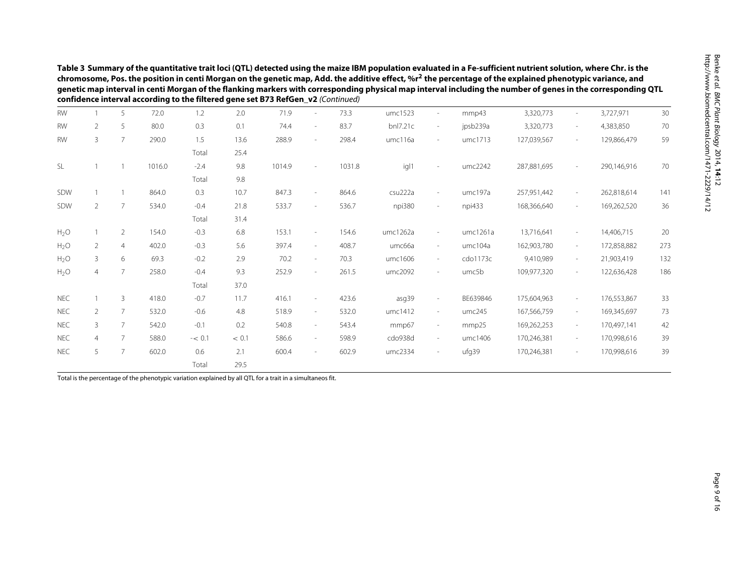**Table 3 Summary of the quantitative trait loci (QTL) detected using the maize IBM population evaluated in a Fe-sufficient nutrient solution, where Chr. is the chromosome, Pos. the position in centi Morgan on the genetic map, Add. the additive effect, %r$^2$ the percentage of the explained phenotypic variance, and genetic map interval in centi Morgan of the flanking markers with corresponding physical map interval including the number of genes in the corresponding QTL confidence interval according to the filtered gene set B73 RefGen_v2** *(Continued)*

| | | | | | | | | | | | | | | | |
|---|---|---|---|---|---|---|---|---|---|---|---|---|---|---|---|
| RW | 1 | 5 | 72.0 | 1.2 | 2.0 | 71.9 | - | 73.3 | umc1523 | - | mmp43 | 3,320,773 | - | 3,727,971 | 30 |
| RW | 2 | 5 | 80.0 | 0.3 | 0.1 | 74.4 | - | 83.7 | bnl7.21c | - | jpsb239a | 3,320,773 | - | 4,383,850 | 70 |
| RW | 3 | 7 | 290.0 | 1.5 | 13.6 | 288.9 | - | 298.4 | umc116a | - | umc1713 | 127,039,567 | - | 129,866,479 | 59 |
| | | | | Total | 25.4 | | | | | | | | | | |
| SL | 1 | 1 | 1016.0 | -2.4 | 9.8 | 1014.9 | - | 1031.8 | igl1 | - | umc2242 | 287,881,695 | - | 290,146,916 | 70 |
| | | | | Total | 9.8 | | | | | | | | | | |
| SDW | 1 | 1 | 864.0 | 0.3 | 10.7 | 847.3 | - | 864.6 | csu222a | - | umc197a | 257,951,442 | - | 262,818,614 | 141 |
| SDW | 2 | 7 | 534.0 | -0.4 | 21.8 | 533.7 | - | 536.7 | npi380 | - | npi433 | 168,366,640 | - | 169,262,520 | 36 |
| | | | | Total | 31.4 | | | | | | | | | | |
| $H_2O$ | 1 | 2 | 154.0 | -0.3 | 6.8 | 153.1 | - | 154.6 | umc1262a | - | umc1261a | 13,716,641 | - | 14,406,715 | 20 |
| $H_2O$ | 2 | 4 | 402.0 | -0.3 | 5.6 | 397.4 | - | 408.7 | umc66a | - | umc104a | 162,903,780 | - | 172,858,882 | 273 |
| $H_2O$ | 3 | 6 | 69.3 | -0.2 | 2.9 | 70.2 | - | 70.3 | umc1606 | - | cdo1173c | 9,410,989 | - | 21,903,419 | 132 |
| $H_2O$ | 4 | 7 | 258.0 | -0.4 | 9.3 | 252.9 | - | 261.5 | umc2092 | - | umc5b | 109,977,320 | - | 122,636,428 | 186 |
| | | | | Total | 37.0 | | | | | | | | | | |
| NEC | 1 | 3 | 418.0 | -0.7 | 11.7 | 416.1 | - | 423.6 | asg39 | - | BE639846 | 175,604,963 | - | 176,553,867 | 33 |
| NEC | 2 | 7 | 532.0 | -0.6 | 4.8 | 518.9 | - | 532.0 | umc1412 | - | umc245 | 167,566,759 | - | 169,345,697 | 73 |
| NEC | 3 | 7 | 542.0 | -0.1 | 0.2 | 540.8 | - | 543.4 | mmp67 | - | mmp25 | 169,262,253 | - | 170,497,141 | 42 |
| NEC | 4 | 7 | 588.0 | $-< 0.1$ | $< 0.1$ | 586.6 | - | 598.9 | cdo938d | - | umc1406 | 170,246,381 | - | 170,998,616 | 39 |
| NEC | 5 | 7 | 602.0 | 0.6 | 2.1 | 600.4 | - | 602.9 | umc2334 | - | ufg39 | 170,246,381 | - | 170,998,616 | 39 |
| | | | | Total | 29.5 | | | | | | | | | | |

Total is the percentage of the phenotypic variation explained by all QTL for a trait in a simultaneos fit.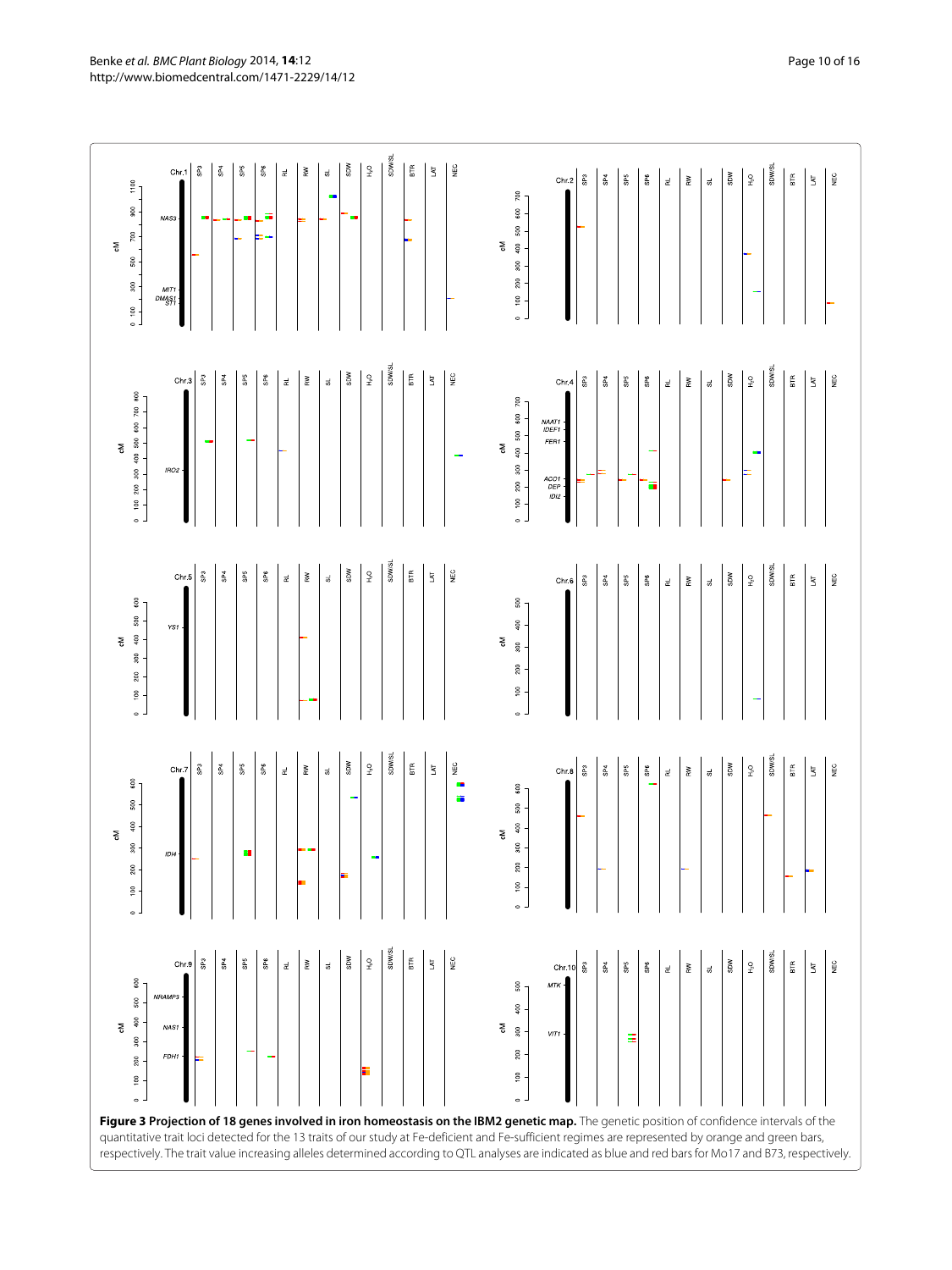**Figure 3 Projection of 18 genes involved in iron homeostasis on the IBM2 genetic map.** The genetic position of confidence intervals of the quantitative trait loci detected for the 13 traits of our study at Fe-deficient and Fe-sufficient regimes are represented by orange and green bars, respectively. The trait value increasing alleles determined according to QTL analyses are indicated as blue and red bars for Mo17 and B73, respectively.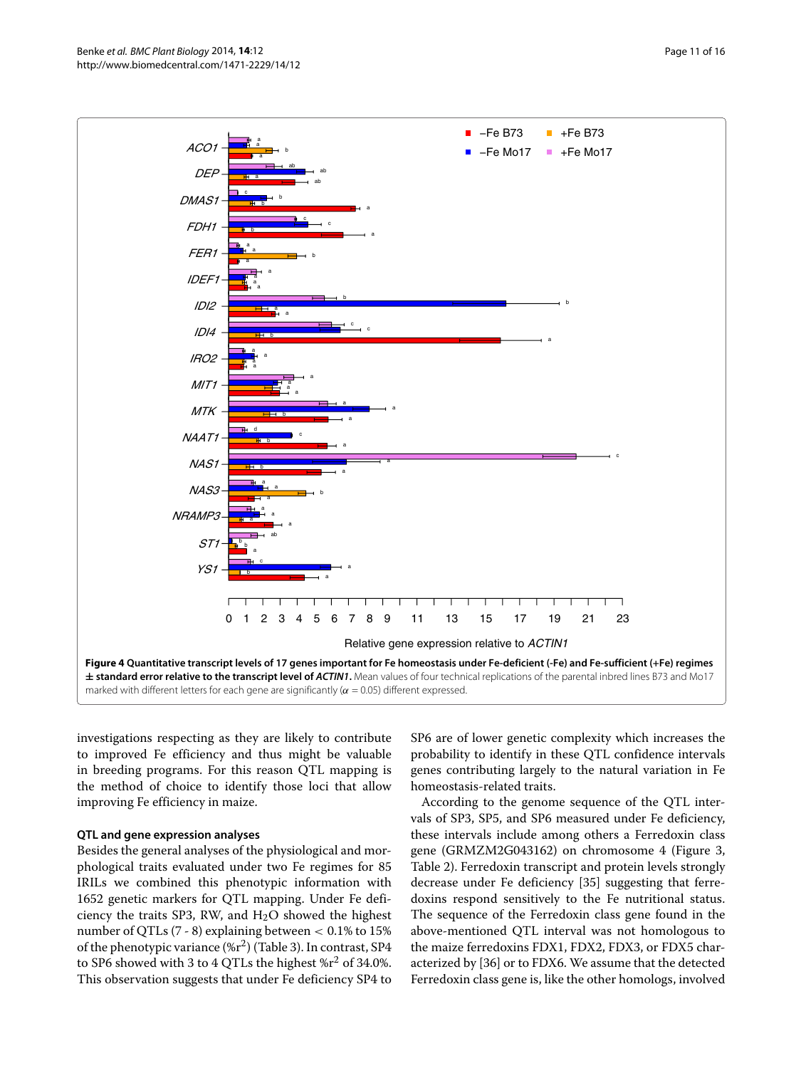**Figure 4 Quantitative transcript levels of 17 genes important for Fe homeostasis under Fe-deficient (-Fe) and Fe-sufficient (+Fe) regimes ± standard error relative to the transcript level of *ACTIN1*.** Mean values of four technical replications of the parental inbred lines B73 and Mo17 marked with different letters for each gene are significantly ($\alpha = 0.05$) different expressed.

investigations respecting as they are likely to contribute to improved Fe efficiency and thus might be valuable in breeding programs. For this reason QTL mapping is the method of choice to identify those loci that allow improving Fe efficiency in maize.

### QTL and gene expression analyses

Besides the general analyses of the physiological and morphological traits evaluated under two Fe regimes for 85 IRILs we combined this phenotypic information with 1652 genetic markers for QTL mapping. Under Fe deficiency the traits SP3, RW, and $H_2O$ showed the highest number of QTLs (7 - 8) explaining between < 0.1% to 15% of the phenotypic variance (%$r^2$) (Table 3). In contrast, SP4 to SP6 showed with 3 to 4 QTLs the highest %$r^2$ of 34.0%. This observation suggests that under Fe deficiency SP4 to SP6 are of lower genetic complexity which increases the probability to identify in these QTL confidence intervals genes contributing largely to the natural variation in Fe homeostasis-related traits.

According to the genome sequence of the QTL intervals of SP3, SP5, and SP6 measured under Fe deficiency, these intervals include among others a Ferredoxin class gene (GRMZM2G043162) on chromosome 4 (Figure 3, Table 2). Ferredoxin transcript and protein levels strongly decrease under Fe deficiency [35] suggesting that ferredoxins respond sensitively to the Fe nutritional status. The sequence of the Ferredoxin class gene found in the above-mentioned QTL interval was not homologous to the maize ferredoxins FDX1, FDX2, FDX3, or FDX5 characterized by [36] or to FDX6. We assume that the detected Ferredoxin class gene is, like the other homologs, involved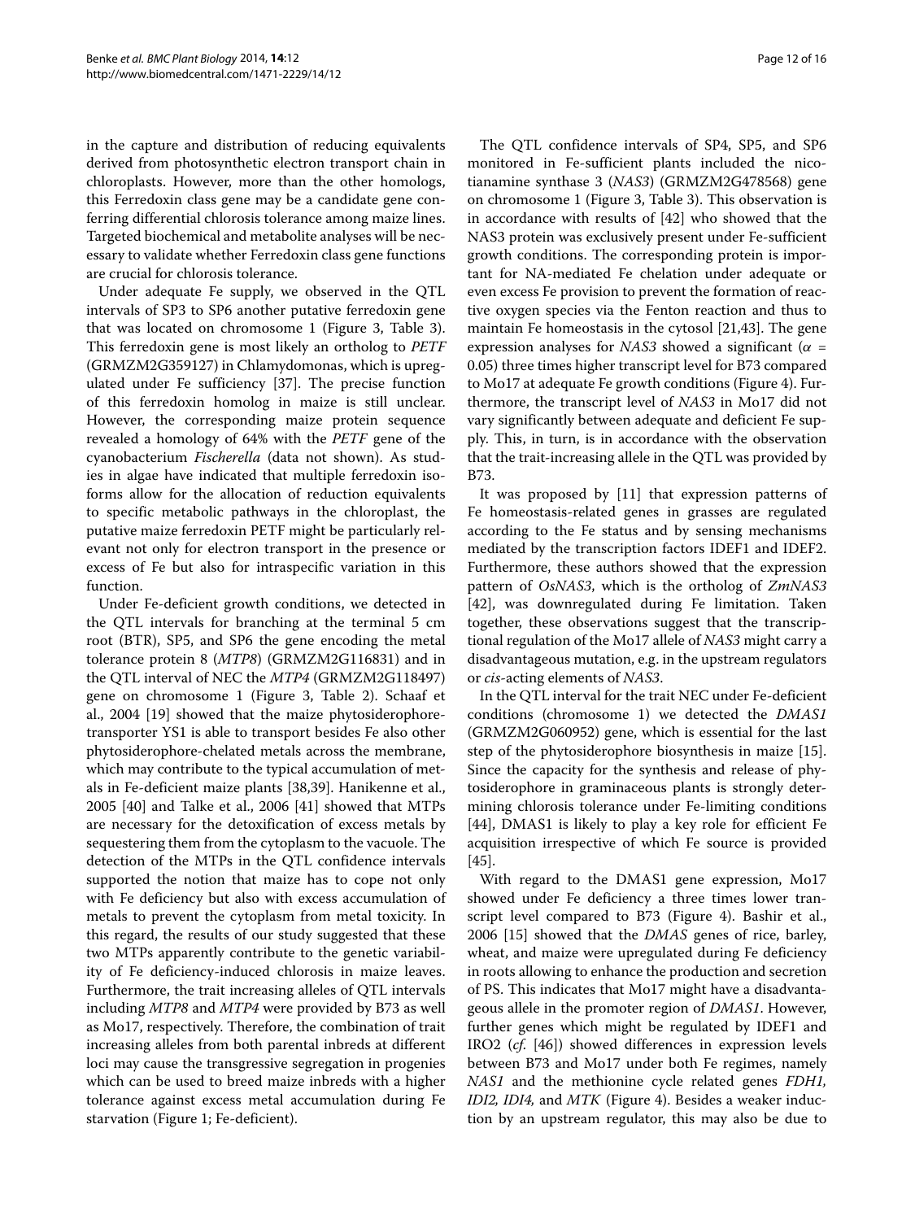in the capture and distribution of reducing equivalents derived from photosynthetic electron transport chain in chloroplasts. However, more than the other homologs, this Ferredoxin class gene may be a candidate gene conferring differential chlorosis tolerance among maize lines. Targeted biochemical and metabolite analyses will be necessary to validate whether Ferredoxin class gene functions are crucial for chlorosis tolerance.

Under adequate Fe supply, we observed in the QTL intervals of SP3 to SP6 another putative ferredoxin gene that was located on chromosome 1 (Figure 3, Table 3). This ferredoxin gene is most likely an ortholog to *PETF* (GRMZM2G359127) in Chlamydomonas, which is upregulated under Fe sufficiency [37]. The precise function of this ferredoxin homolog in maize is still unclear. However, the corresponding maize protein sequence revealed a homology of 64% with the *PETF* gene of the cyanobacterium *Fischerella* (data not shown). As studies in algae have indicated that multiple ferredoxin isoforms allow for the allocation of reduction equivalents to specific metabolic pathways in the chloroplast, the putative maize ferredoxin PETF might be particularly relevant not only for electron transport in the presence or excess of Fe but also for intraspecific variation in this function.

Under Fe-deficient growth conditions, we detected in the QTL intervals for branching at the terminal 5 cm root (BTR), SP5, and SP6 the gene encoding the metal tolerance protein 8 (*MTP8*) (GRMZM2G116831) and in the QTL interval of NEC the *MTP4* (GRMZM2G118497) gene on chromosome 1 (Figure 3, Table 2). Schaaf et al., 2004 [19] showed that the maize phytosiderophore-transporter YS1 is able to transport besides Fe also other phytosiderophore-chelated metals across the membrane, which may contribute to the typical accumulation of metals in Fe-deficient maize plants [38,39]. Hanikenne et al., 2005 [40] and Talke et al., 2006 [41] showed that MTPs are necessary for the detoxification of excess metals by sequestering them from the cytoplasm to the vacuole. The detection of the MTPs in the QTL confidence intervals supported the notion that maize has to cope not only with Fe deficiency but also with excess accumulation of metals to prevent the cytoplasm from metal toxicity. In this regard, the results of our study suggested that these two MTPs apparently contribute to the genetic variability of Fe deficiency-induced chlorosis in maize leaves. Furthermore, the trait increasing alleles of QTL intervals including *MTP8* and *MTP4* were provided by B73 as well as Mo17, respectively. Therefore, the combination of trait increasing alleles from both parental inbreds at different loci may cause the transgressive segregation in progenies which can be used to breed maize inbreds with a higher tolerance against excess metal accumulation during Fe starvation (Figure 1; Fe-deficient).

The QTL confidence intervals of SP4, SP5, and SP6 monitored in Fe-sufficient plants included the nicotianamine synthase 3 (*NAS3*) (GRMZM2G478568) gene on chromosome 1 (Figure 3, Table 3). This observation is in accordance with results of [42] who showed that the NAS3 protein was exclusively present under Fe-sufficient growth conditions. The corresponding protein is important for NA-mediated Fe chelation under adequate or even excess Fe provision to prevent the formation of reactive oxygen species via the Fenton reaction and thus to maintain Fe homeostasis in the cytosol [21,43]. The gene expression analyses for *NAS3* showed a significant ($\alpha$ = 0.05) three times higher transcript level for B73 compared to Mo17 at adequate Fe growth conditions (Figure 4). Furthermore, the transcript level of *NAS3* in Mo17 did not vary significantly between adequate and deficient Fe supply. This, in turn, is in accordance with the observation that the trait-increasing allele in the QTL was provided by B73.

It was proposed by [11] that expression patterns of Fe homeostasis-related genes in grasses are regulated according to the Fe status and by sensing mechanisms mediated by the transcription factors IDEF1 and IDEF2. Furthermore, these authors showed that the expression pattern of *OsNAS3*, which is the ortholog of *ZmNAS3* [42], was downregulated during Fe limitation. Taken together, these observations suggest that the transcriptional regulation of the Mo17 allele of *NAS3* might carry a disadvantageous mutation, e.g. in the upstream regulators or *cis*-acting elements of *NAS3*.

In the QTL interval for the trait NEC under Fe-deficient conditions (chromosome 1) we detected the *DMAS1* (GRMZM2G060952) gene, which is essential for the last step of the phytosiderophore biosynthesis in maize [15]. Since the capacity for the synthesis and release of phytosiderophore in graminaceous plants is strongly determining chlorosis tolerance under Fe-limiting conditions [44], DMAS1 is likely to play a key role for efficient Fe acquisition irrespective of which Fe source is provided [45].

With regard to the DMAS1 gene expression, Mo17 showed under Fe deficiency a three times lower transcript level compared to B73 (Figure 4). Bashir et al., 2006 [15] showed that the *DMAS* genes of rice, barley, wheat, and maize were upregulated during Fe deficiency in roots allowing to enhance the production and secretion of PS. This indicates that Mo17 might have a disadvantageous allele in the promoter region of *DMAS1*. However, further genes which might be regulated by IDEF1 and IRO2 (*cf.* [46]) showed differences in expression levels between B73 and Mo17 under both Fe regimes, namely *NAS1* and the methionine cycle related genes *FDH1, IDI2, IDI4,* and *MTK* (Figure 4). Besides a weaker induction by an upstream regulator, this may also be due to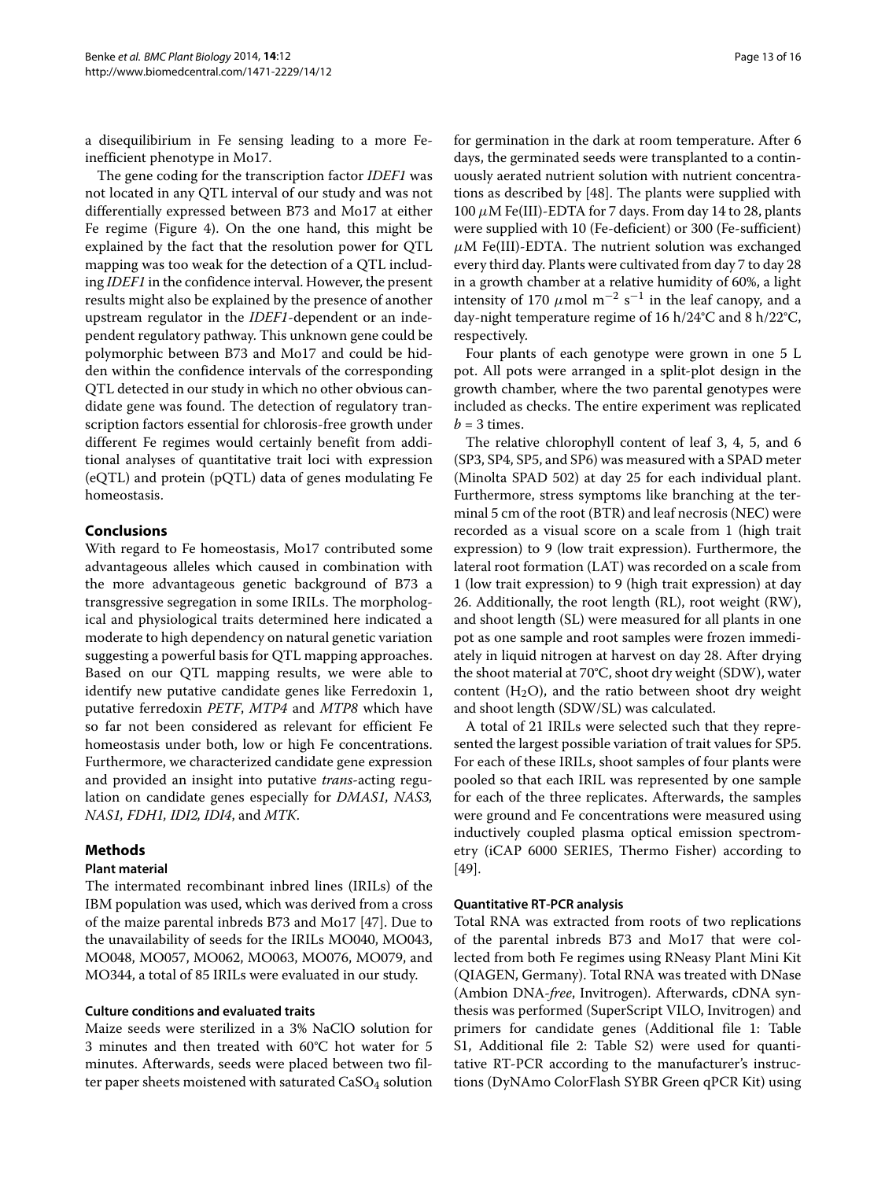a disequilibrium in Fe sensing leading to a more Fe-inefficient phenotype in Mo17.

The gene coding for the transcription factor *IDEF1* was not located in any QTL interval of our study and was not differentially expressed between B73 and Mo17 at either Fe regime (Figure 4). On the one hand, this might be explained by the fact that the resolution power for QTL mapping was too weak for the detection of a QTL including *IDEF1* in the confidence interval. However, the present results might also be explained by the presence of another upstream regulator in the *IDEF1*-dependent or an independent regulatory pathway. This unknown gene could be polymorphic between B73 and Mo17 and could be hidden within the confidence intervals of the corresponding QTL detected in our study in which no other obvious candidate gene was found. The detection of regulatory transcription factors essential for chlorosis-free growth under different Fe regimes would certainly benefit from additional analyses of quantitative trait loci with expression (eQTL) and protein (pQTL) data of genes modulating Fe homeostasis.

## Conclusions

With regard to Fe homeostasis, Mo17 contributed some advantageous alleles which caused in combination with the more advantageous genetic background of B73 a transgressive segregation in some IRILs. The morphological and physiological traits determined here indicated a moderate to high dependency on natural genetic variation suggesting a powerful basis for QTL mapping approaches. Based on our QTL mapping results, we were able to identify new putative candidate genes like Ferredoxin 1, putative ferredoxin *PETF*, *MTP4* and *MTP8* which have so far not been considered as relevant for efficient Fe homeostasis under both, low or high Fe concentrations. Furthermore, we characterized candidate gene expression and provided an insight into putative *trans*-acting regulation on candidate genes especially for *DMAS1, NAS3, NAS1, FDH1, IDI2, IDI4*, and *MTK*.

## Methods

### Plant material

The intermated recombinant inbred lines (IRILs) of the IBM population was used, which was derived from a cross of the maize parental inbreds B73 and Mo17 [47]. Due to the unavailability of seeds for the IRILs MO040, MO043, MO048, MO057, MO062, MO063, MO076, MO079, and MO344, a total of 85 IRILs were evaluated in our study.

### Culture conditions and evaluated traits

Maize seeds were sterilized in a 3% NaClO solution for 3 minutes and then treated with 60°C hot water for 5 minutes. Afterwards, seeds were placed between two filter paper sheets moistened with saturated $CaSO_4$ solution for germination in the dark at room temperature. After 6 days, the germinated seeds were transplanted to a continuously aerated nutrient solution with nutrient concentrations as described by [48]. The plants were supplied with 100 $\mu$M Fe(III)-EDTA for 7 days. From day 14 to 28, plants were supplied with 10 (Fe-deficient) or 300 (Fe-sufficient) $\mu$M Fe(III)-EDTA. The nutrient solution was exchanged every third day. Plants were cultivated from day 7 to day 28 in a growth chamber at a relative humidity of 60%, a light intensity of 170 $\mu$mol m$^{-2}$ s$^{-1}$ in the leaf canopy, and a day-night temperature regime of 16 h/24°C and 8 h/22°C, respectively.

Four plants of each genotype were grown in one 5 L pot. All pots were arranged in a split-plot design in the growth chamber, where the two parental genotypes were included as checks. The entire experiment was replicated $b = 3$ times.

The relative chlorophyll content of leaf 3, 4, 5, and 6 (SP3, SP4, SP5, and SP6) was measured with a SPAD meter (Minolta SPAD 502) at day 25 for each individual plant. Furthermore, stress symptoms like branching at the terminal 5 cm of the root (BTR) and leaf necrosis (NEC) were recorded as a visual score on a scale from 1 (high trait expression) to 9 (low trait expression). Furthermore, the lateral root formation (LAT) was recorded on a scale from 1 (low trait expression) to 9 (high trait expression) at day 26. Additionally, the root length (RL), root weight (RW), and shoot length (SL) were measured for all plants in one pot as one sample and root samples were frozen immediately in liquid nitrogen at harvest on day 28. After drying the shoot material at 70°C, shoot dry weight (SDW), water content ($H_2O$), and the ratio between shoot dry weight and shoot length (SDW/SL) was calculated.

A total of 21 IRILs were selected such that they represented the largest possible variation of trait values for SP5. For each of these IRILs, shoot samples of four plants were pooled so that each IRIL was represented by one sample for each of the three replicates. Afterwards, the samples were ground and Fe concentrations were measured using inductively coupled plasma optical emission spectrometry (iCAP 6000 SERIES, Thermo Fisher) according to [49].

### Quantitative RT-PCR analysis

Total RNA was extracted from roots of two replications of the parental inbreds B73 and Mo17 that were collected from both Fe regimes using RNeasy Plant Mini Kit (QIAGEN, Germany). Total RNA was treated with DNase (Ambion DNA-*free*, Invitrogen). Afterwards, cDNA synthesis was performed (SuperScript VILO, Invitrogen) and primers for candidate genes (Additional file 1: Table S1, Additional file 2: Table S2) were used for quantitative RT-PCR according to the manufacturer's instructions (DyNAmo ColorFlash SYBR Green qPCR Kit) using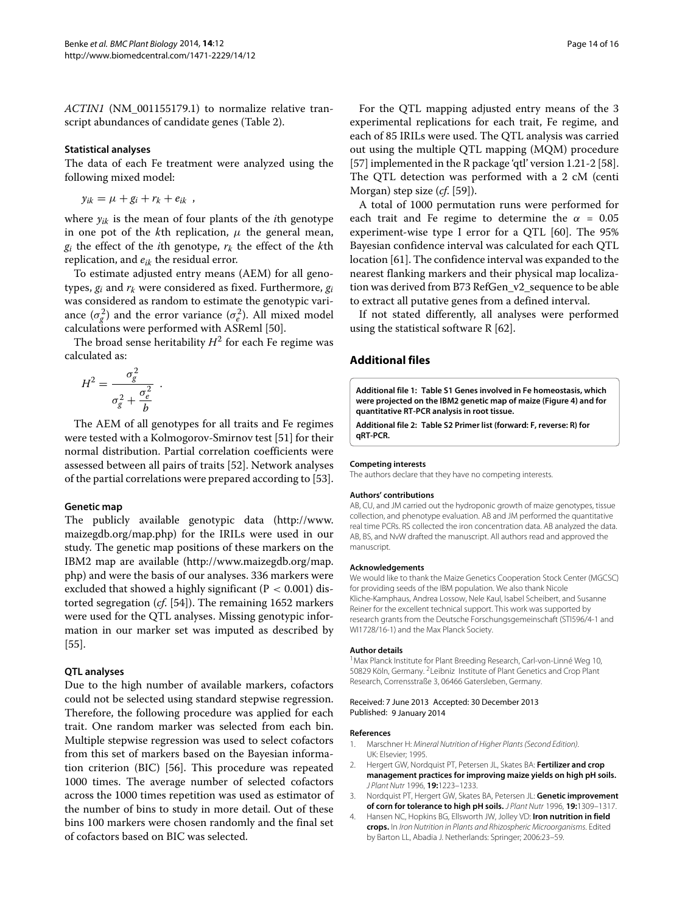*ACTIN1* (NM_001155179.1) to normalize relative transcript abundances of candidate genes (Table 2).

### Statistical analyses

The data of each Fe treatment were analyzed using the following mixed model:

$$y_{ik} = \mu + g_i + r_k + e_{ik} \ ,$$

where $y_{ik}$ is the mean of four plants of the $i$th genotype in one pot of the $k$th replication, $\mu$ the general mean, $g_i$ the effect of the $i$th genotype, $r_k$ the effect of the $k$th replication, and $e_{ik}$ the residual error.

To estimate adjusted entry means (AEM) for all genotypes, $g_i$ and $r_k$ were considered as fixed. Furthermore, $g_i$ was considered as random to estimate the genotypic variance ($\sigma_g^2$) and the error variance ($\sigma_e^2$). All mixed model calculations were performed with ASReml [50].

The broad sense heritability $H^2$ for each Fe regime was calculated as:

$$H^2 = \frac{\sigma_g^2}{\sigma_g^2 + \frac{\sigma_e^2}{b}} \ .$$

The AEM of all genotypes for all traits and Fe regimes were tested with a Kolmogorov-Smirnov test [51] for their normal distribution. Partial correlation coefficients were assessed between all pairs of traits [52]. Network analyses of the partial correlations were prepared according to [53].

### Genetic map

The publicly available genotypic data (http://www.maizegdb.org/map.php) for the IRILs were used in our study. The genetic map positions of these markers on the IBM2 map are available (http://www.maizegdb.org/map.php) and were the basis of our analyses. 336 markers were excluded that showed a highly significant ($P < 0.001$) distorted segregation (*cf.* [54]). The remaining 1652 markers were used for the QTL analyses. Missing genotypic information in our marker set was imputed as described by [55].

### QTL analyses

Due to the high number of available markers, cofactors could not be selected using standard stepwise regression. Therefore, the following procedure was applied for each trait. One random marker was selected from each bin. Multiple stepwise regression was used to select cofactors from this set of markers based on the Bayesian information criterion (BIC) [56]. This procedure was repeated 1000 times. The average number of selected cofactors across the 1000 times repetition was used as estimator of the number of bins to study in more detail. Out of these bins 100 markers were chosen randomly and the final set of cofactors based on BIC was selected.

For the QTL mapping adjusted entry means of the 3 experimental replications for each trait, Fe regime, and each of 85 IRILs were used. The QTL analysis was carried out using the multiple QTL mapping (MQM) procedure [57] implemented in the R package 'qtl' version 1.21-2 [58]. The QTL detection was performed with a 2 cM (centi Morgan) step size (*cf.* [59]).

A total of 1000 permutation runs were performed for each trait and Fe regime to determine the $\alpha = 0.05$ experiment-wise type I error for a QTL [60]. The 95% Bayesian confidence interval was calculated for each QTL location [61]. The confidence interval was expanded to the nearest flanking markers and their physical map localization was derived from B73 RefGen_v2_sequence to be able to extract all putative genes from a defined interval.

If not stated differently, all analyses were performed using the statistical software R [62].

## Additional files

**Additional file 1: Table S1 Genes involved in Fe homeostasis, which were projected on the IBM2 genetic map of maize (Figure 4) and for quantitative RT-PCR analysis in root tissue.**

**Additional file 2: Table S2 Primer list (forward: F, reverse: R) for qRT-PCR.**

#### Competing interests

The authors declare that they have no competing interests.

#### Authors' contributions

AB, CU, and JM carried out the hydroponic growth of maize genotypes, tissue collection, and phenotype evaluation. AB and JM performed the quantitative real time PCRs. RS collected the iron concentration data. AB analyzed the data. AB, BS, and NvW drafted the manuscript. All authors read and approved the manuscript.

#### Acknowledgements

We would like to thank the Maize Genetics Cooperation Stock Center (MGCSC) for providing seeds of the IBM population. We also thank Nicole Kliche-Kamphaus, Andrea Lossow, Nele Kaul, Isabel Scheibert, and Susanne Reiner for the excellent technical support. This work was supported by research grants from the Deutsche Forschungsgemeinschaft (STI596/4-1 and WI1728/16-1) and the Max Planck Society.

#### Author details

[1]Max Planck Institute for Plant Breeding Research, Carl-von-Linné Weg 10, 50829 Köln, Germany. [2]Leibniz Institute of Genetics and Crop Plant Research, Corrensstraße 3, 06466 Gatersleben, Germany.

Received: 7 June 2013 Accepted: 30 December 2013
Published: 9 January 2014

#### References

1. Marschner H: *Mineral Nutrition of Higher Plants (Second Edition).* UK: Elsevier; 1995.
2. Hergert GW, Nordquist PT, Petersen JL, Skates BA: **Fertilizer and crop management practices for improving maize yields on high pH soils.** *J Plant Nutr* 1996, **19:**1223–1233.
3. Nordquist PT, Hergert GW, Skates BA, Petersen JL: **Genetic improvement of corn for tolerance to high pH soils.** *J Plant Nutr* 1996, **19:**1309–1317.
4. Hansen NC, Hopkins BG, Ellsworth JW, Jolley VD: **Iron nutrition in field crops.** In *Iron Nutrition in Plants and Rhizospheric Microorganisms*. Edited by Barton LL, Abadia J. Netherlands: Springer; 2006:23–59.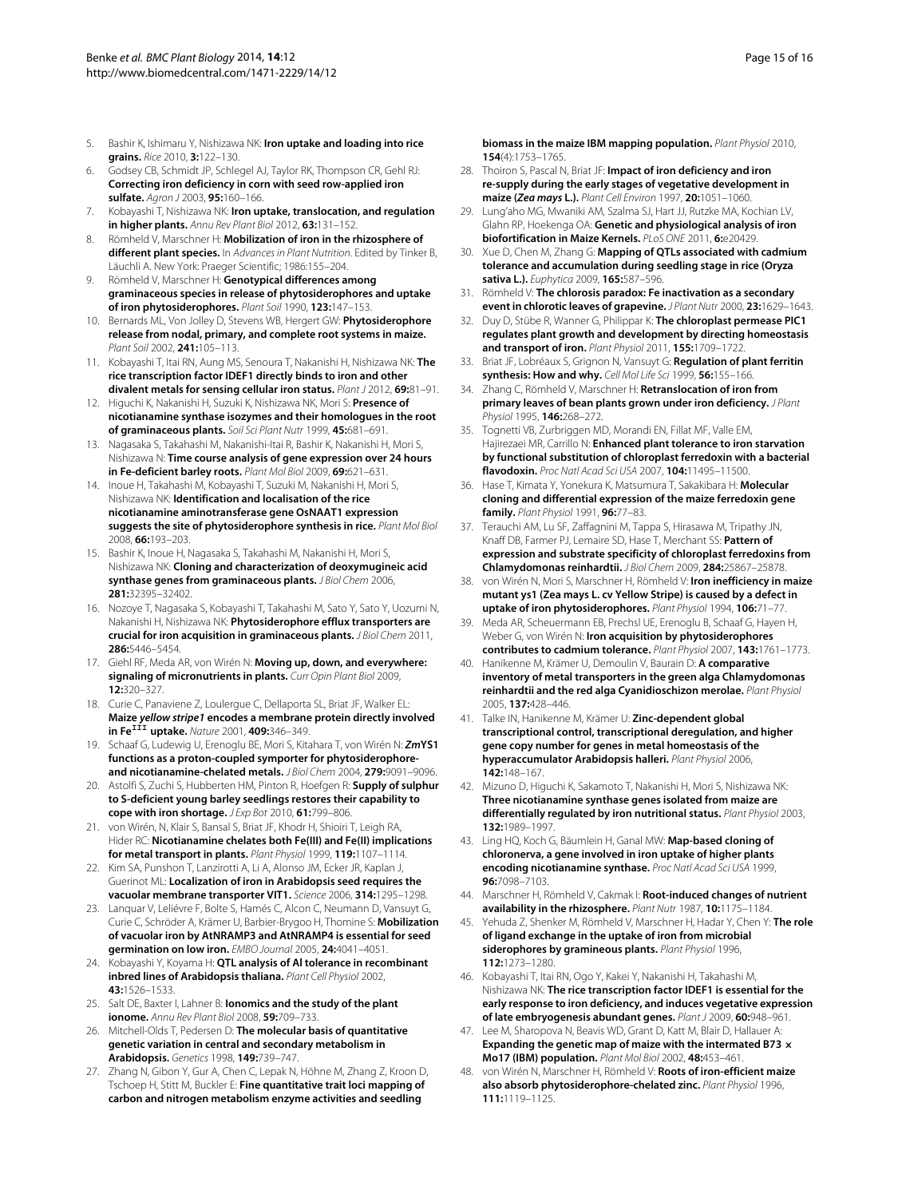5. Bashir K, Ishimaru Y, Nishizawa NK: **Iron uptake and loading into rice grains.** *Rice* 2010, **3:**122–130.
6. Godsey CB, Schmidt JP, Schlegel AJ, Taylor RK, Thompson CR, Gehl RJ: **Correcting iron deficiency in corn with seed row-applied iron sulfate.** *Agron J* 2003, **95:**160–166.
7. Kobayashi T, Nishizawa NK: **Iron uptake, translocation, and regulation in higher plants.** *Annu Rev Plant Biol* 2012, **63:**131–152.
8. Römheld V, Marschner H: **Mobilization of iron in the rhizosphere of different plant species.** In *Advances in Plant Nutrition*. Edited by Tinker B, Läuchli A. New York: Praeger Scientific; 1986:155–204.
9. Römheld V, Marschner H: **Genotypical differences among graminaceous species in release of phytosiderophores and uptake of iron phytosiderophores.** *Plant Soil* 1990, **123:**147–153.
10. Bernards ML, Von Jolley D, Stevens WB, Hergert GW: **Phytosiderophore release from nodal, primary, and complete root systems in maize.** *Plant Soil* 2002, **241:**105–113.
11. Kobayashi T, Itai RN, Aung MS, Senoura T, Nakanishi H, Nishizawa NK: **The rice transcription factor IDEF1 directly binds to iron and other divalent metals for sensing cellular iron status.** *Plant J* 2012, **69:**81–91.
12. Higuchi K, Nakanishi H, Suzuki K, Nishizawa NK, Mori S: **Presence of nicotianamine synthase isozymes and their homologues in the root of graminaceous plants.** *Soil Sci Plant Nutr* 1999, **45:**681–691.
13. Nagasaka S, Takahashi M, Nakanishi-Itai R, Bashir K, Nakanishi H, Mori S, Nishizawa N: **Time course analysis of gene expression over 24 hours in Fe-deficient barley roots.** *Plant Mol Biol* 2009, **69:**621–631.
14. Inoue H, Takahashi M, Kobayashi T, Suzuki M, Nakanishi H, Mori S, Nishizawa NK: **Identification and localisation of the rice nicotianamine aminotransferase gene OsNAAT1 expression suggests the site of phytosiderophore synthesis in rice.** *Plant Mol Biol* 2008, **66:**193–203.
15. Bashir K, Inoue H, Nagasaka S, Takahashi M, Nakanishi H, Mori S, Nishizawa NK: **Cloning and characterization of deoxymugineic acid synthase genes from graminaceous plants.** *J Biol Chem* 2006, **281:**32395–32402.
16. Nozoye T, Nagasaka S, Kobayashi T, Takahashi M, Sato Y, Sato Y, Uozumi N, Nakanishi H, Nishizawa NK: **Phytosiderophore efflux transporters are crucial for iron acquisition in graminaceous plants.** *J Biol Chem* 2011, **286:**5446–5454.
17. Giehl RF, Meda AR, von Wirén N: **Moving up, down, and everywhere: signaling of micronutrients in plants.** *Curr Opin Plant Biol* 2009, **12:**320–327.
18. Curie C, Panaviene Z, Loulergue C, Dellaporta SL, Briat JF, Walker EL: **Maize *yellow stripe1* encodes a membrane protein directly involved in $Fe^{III}$ uptake.** *Nature* 2001, **409:**346–349.
19. Schaaf G, Ludewig U, Erenoglu BE, Mori S, Kitahara T, von Wirén N: ***Zm*YS1 functions as a proton-coupled symporter for phytosiderophore- and nicotianamine-chelated metals.** *J Biol Chem* 2004, **279:**9091–9096.
20. Astolfi S, Zuchi S, Hubberten HM, Pinton R, Hoefgen R: **Supply of sulphur to S-deficient young barley seedlings restores their capability to cope with iron shortage.** *J Exp Bot* 2010, **61:**799–806.
21. von Wirén, N, Klair S, Bansal S, Briat JF, Khodr H, Shioiri T, Leigh RA, Hider RC: **Nicotianamine chelates both Fe(III) and Fe(II) implications for metal transport in plants.** *Plant Physiol* 1999, **119:**1107–1114.
22. Kim SA, Punshon T, Lanzirotti A, Li A, Alonso JM, Ecker JR, Kaplan J, Guerinot ML: **Localization of iron in Arabidopsis seed requires the vacuolar membrane transporter VIT1.** *Science* 2006, **314:**1295–1298.
23. Lanquar V, Leliévre F, Bolte S, Hamés C, Alcon C, Neumann D, Vansuyt G, Curie C, Schröder A, Krämer U, Barbier-Brygoo H, Thomine S: **Mobilization of vacuolar iron by AtNRAMP3 and AtNRAMP4 is essential for seed germination on low iron.** *EMBO Journal* 2005, **24:**4041–4051.
24. Kobayashi Y, Koyama H: **QTL analysis of Al tolerance in recombinant inbred lines of Arabidopsis thaliana.** *Plant Cell Physiol* 2002, **43:**1526–1533.
25. Salt DE, Baxter I, Lahner B: **Ionomics and the study of the plant ionome.** *Annu Rev Plant Biol* 2008, **59:**709–733.
26. Mitchell-Olds T, Pedersen D: **The molecular basis of quantitative genetic variation in central and secondary metabolism in Arabidopsis.** *Genetics* 1998, **149:**739–747.
27. Zhang N, Gibon Y, Gur A, Chen C, Lepak N, Höhne M, Zhang Z, Kroon D, Tschoep H, Stitt M, Buckler E: **Fine quantitative trait loci mapping of carbon and nitrogen metabolism enzyme activities and seedling biomass in the maize IBM mapping population.** *Plant Physiol* 2010, **154**(4):1753–1765.
28. Thoiron S, Pascal N, Briat JF: **Impact of iron deficiency and iron re-supply during the early stages of vegetative development in maize (*Zea mays* L.).** *Plant Cell Environ* 1997, **20:**1051–1060.
29. Lung'aho MG, Mwaniki AM, Szalma SJ, Hart JJ, Rutzke MA, Kochian LV, Glahn RP, Hoekenga OA: **Genetic and physiological analysis of iron biofortification in Maize Kernels.** *PLoS ONE* 2011, **6:**e20429.
30. Xue D, Chen M, Zhang G: **Mapping of QTLs associated with cadmium tolerance and accumulation during seedling stage in rice (Oryza sativa L.).** *Euphytica* 2009, **165:**587–596.
31. Römheld V: **The chlorosis paradox: Fe inactivation as a secondary event in chlorotic leaves of grapevine.** *J Plant Nutr* 2000, **23:**1629–1643.
32. Duy D, Stübe R, Wanner G, Philippar K: **The chloroplast permease PIC1 regulates plant growth and development by directing homeostasis and transport of iron.** *Plant Physiol* 2011, **155:**1709–1722.
33. Briat JF, Lobréaux S, Grignon N, Vansuyt G: **Regulation of plant ferritin synthesis: How and why.** *Cell Mol Life Sci* 1999, **56:**155–166.
34. Zhang C, Römheld V, Marschner H: **Retranslocation of iron from primary leaves of bean plants grown under iron deficiency.** *J Plant Physiol* 1995, **146:**268–272.
35. Tognetti VB, Zurbriggen MD, Morandi EN, Fillat MF, Valle EM, Hajirezaei MR, Carrillo N: **Enhanced plant tolerance to iron starvation by functional substitution of chloroplast ferredoxin with a bacterial flavodoxin.** *Proc Natl Acad Sci USA* 2007, **104:**11495–11500.
36. Hase T, Kimata Y, Yonekura K, Matsumura T, Sakakibara H: **Molecular cloning and differential expression of the maize ferredoxin gene family.** *Plant Physiol* 1991, **96:**77–83.
37. Terauchi AM, Lu SF, Zaffagnini M, Tappa S, Hirasawa M, Tripathy JN, Knaff DB, Farmer PJ, Lemaire SD, Hase T, Merchant SS: **Pattern of expression and substrate specificity of chloroplast ferredoxins from Chlamydomonas reinhardtii.** *J Biol Chem* 2009, **284:**25867–25878.
38. von Wirén N, Mori S, Marschner H, Römheld V: **Iron inefficiency in maize mutant ys1 (Zea mays L. cv Yellow Stripe) is caused by a defect in uptake of iron phytosiderophores.** *Plant Physiol* 1994, **106:**71–77.
39. Meda AR, Scheuermann EB, Prechsl UE, Erenoglu B, Schaaf G, Hayen H, Weber G, von Wirén N: **Iron acquisition by phytosiderophores contributes to cadmium tolerance.** *Plant Physiol* 2007, **143:**1761–1773.
40. Hanikenne M, Krämer U, Demoulin V, Baurain D: **A comparative inventory of metal transporters in the green alga Chlamydomonas reinhardtii and the red alga Cyanidioschizon merolae.** *Plant Physiol* 2005, **137:**428–446.
41. Talke IN, Hanikenne M, Krämer U: **Zinc-dependent global transcriptional control, transcriptional deregulation, and higher gene copy number for genes in metal homeostasis of the hyperaccumulator Arabidopsis halleri.** *Plant Physiol* 2006, **142:**148–167.
42. Mizuno D, Higuchi K, Sakamoto T, Nakanishi H, Mori S, Nishizawa NK: **Three nicotianamine synthase genes isolated from maize are differentially regulated by iron nutritional status.** *Plant Physiol* 2003, **132:**1989–1997.
43. Ling HQ, Koch G, Bäumlein H, Ganal MW: **Map-based cloning of chloronerva, a gene involved in iron uptake of higher plants encoding nicotianamine synthase.** *Proc Natl Acad Sci USA* 1999, **96:**7098–7103.
44. Marschner H, Römheld V, Cakmak I: **Root-induced changes of nutrient availability in the rhizosphere.** *Plant Nutr* 1987, **10:**1175–1184.
45. Yehuda Z, Shenker M, Römheld V, Marschner H, Hadar Y, Chen Y: **The role of ligand exchange in the uptake of iron from microbial siderophores by gramineous plants.** *Plant Physiol* 1996, **112:**1273–1280.
46. Kobayashi T, Itai RN, Ogo Y, Kakei Y, Nakanishi H, Takahashi M, Nishizawa NK: **The rice transcription factor IDEF1 is essential for the early response to iron deficiency, and induces vegetative expression of late embryogenesis abundant genes.** *Plant J* 2009, **60:**948–961.
47. Lee M, Sharopova N, Beavis WD, Grant D, Katt M, Blair D, Hallauer A: **Expanding the genetic map of maize with the intermated B73 × Mo17 (IBM) population.** *Plant Mol Biol* 2002, **48:**453–461.
48. von Wirén N, Marschner H, Römheld V: **Roots of iron-efficient maize also absorb phytosiderophore-chelated zinc.** *Plant Physiol* 1996, **111:**1119–1125.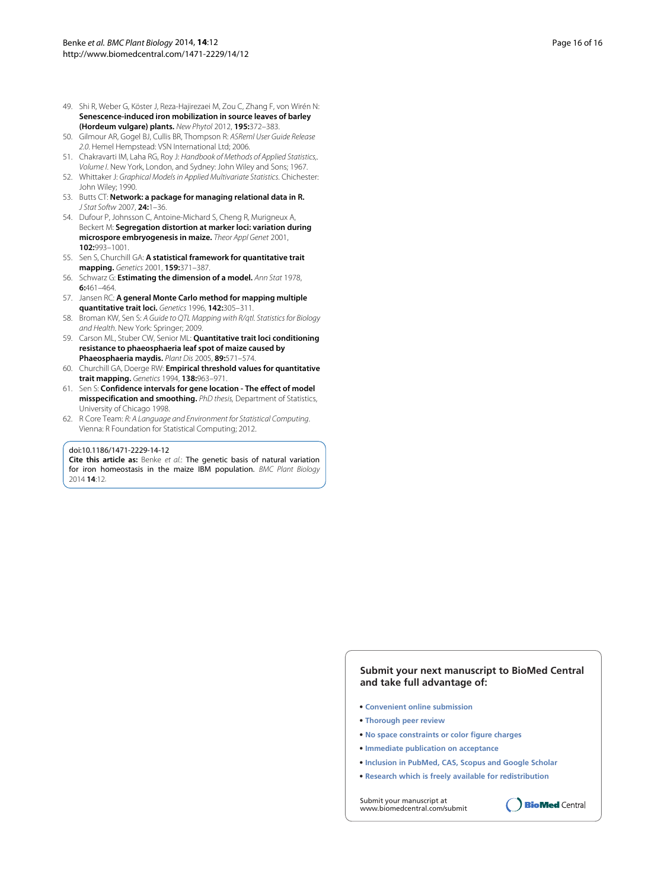49. Shi R, Weber G, Köster J, Reza-Hajirezaei M, Zou C, Zhang F, von Wirén N: **Senescence-induced iron mobilization in source leaves of barley (Hordeum vulgare) plants.** *New Phytol* 2012, **195:**372–383.
50. Gilmour AR, Gogel BJ, Cullis BR, Thompson R: *ASReml User Guide Release 2.0*. Hemel Hempstead: VSN International Ltd; 2006.
51. Chakravarti IM, Laha RG, Roy J: *Handbook of Methods of Applied Statistics,. Volume I*. New York, London, and Sydney: John Wiley and Sons; 1967.
52. Whittaker J: *Graphical Models in Applied Multivariate Statistics*. Chichester: John Wiley; 1990.
53. Butts CT: **Network: a package for managing relational data in R.** *J Stat Softw* 2007, **24:**1–36.
54. Dufour P, Johnsson C, Antoine-Michard S, Cheng R, Murigneux A, Beckert M: **Segregation distortion at marker loci: variation during microspore embryogenesis in maize.** *Theor Appl Genet* 2001, **102:**993–1001.
55. Sen S, Churchill GA: **A statistical framework for quantitative trait mapping.** *Genetics* 2001, **159:**371–387.
56. Schwarz G: **Estimating the dimension of a model.** *Ann Stat* 1978, **6:**461–464.
57. Jansen RC: **A general Monte Carlo method for mapping multiple quantitative trait loci.** *Genetics* 1996, **142:**305–311.
58. Broman KW, Sen S: *A Guide to QTL Mapping with R/qtl. Statistics for Biology and Health*. New York: Springer; 2009.
59. Carson ML, Stuber CW, Senior ML: **Quantitative trait loci conditioning resistance to phaeosphaeria leaf spot of maize caused by Phaeosphaeria maydis.** *Plant Dis* 2005, **89:**571–574.
60. Churchill GA, Doerge RW: **Empirical threshold values for quantitative trait mapping.** *Genetics* 1994, **138:**963–971.
61. Sen S: **Confidence intervals for gene location - The effect of model misspecification and smoothing.** *PhD thesis,* Department of Statistics, University of Chicago 1998.
62. R Core Team: *R: A Language and Environment for Statistical Computing*. Vienna: R Foundation for Statistical Computing; 2012.

doi:10.1186/1471-2229-14-12
**Cite this article as:** Benke *et al.*: The genetic basis of natural variation for iron homeostasis in the maize IBM population. *BMC Plant Biology* 2014 **14**:12.

**Submit your next manuscript to BioMed Central and take full advantage of:**

- **Convenient online submission**
- **Thorough peer review**
- **No space constraints or color figure charges**
- **Immediate publication on acceptance**
- **Inclusion in PubMed, CAS, Scopus and Google Scholar**
- **Research which is freely available for redistribution**

Submit your manuscript at
www.biomedcentral.com/submit

BioMed Central